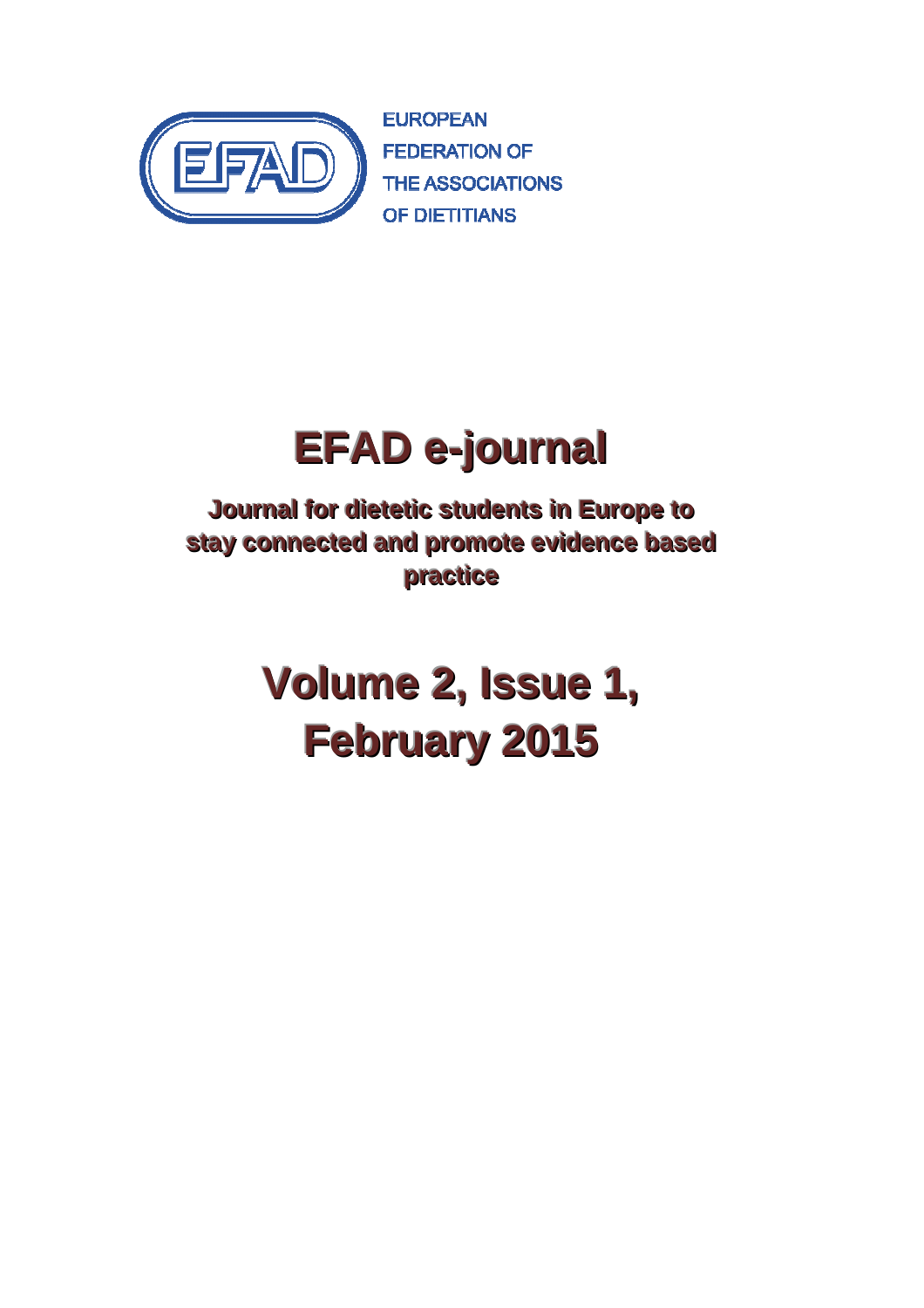EUROPEAN
FEDERATION OF
THE ASSOCIATIONS
OF DIETITIANS

# EFAD e-journal

**Journal for dietetic students in Europe to stay connected and promote evidence based practice**

# Volume 2, Issue 1, February 2015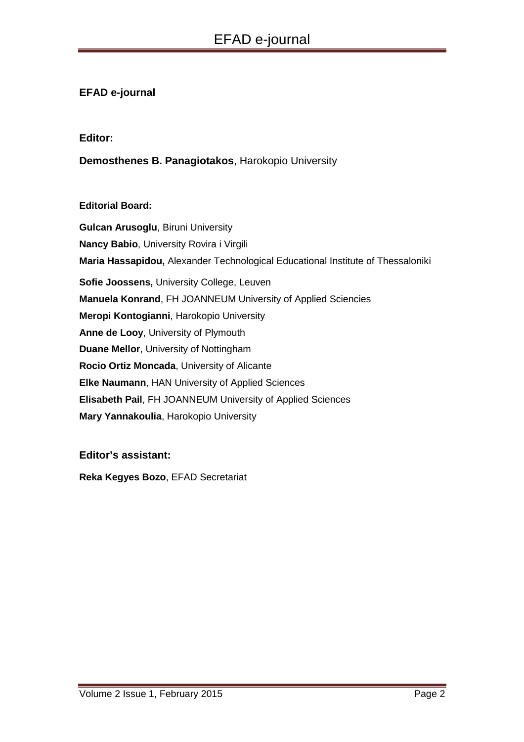**EFAD e-journal**

**Editor:**

**Demosthenes B. Panagiotakos**, Harokopio University

**Editorial Board:**

**Gulcan Arusoglu**, Biruni University
**Nancy Babio**, University Rovira i Virgili
**Maria Hassapidou,** Alexander Technological Educational Institute of Thessaloniki
**Sofie Joossens,** University College, Leuven
**Manuela Konrand**, FH JOANNEUM University of Applied Sciencies
**Meropi Kontogianni**, Harokopio University
**Anne de Looy**, University of Plymouth
**Duane Mellor**, University of Nottingham
**Rocio Ortiz Moncada**, University of Alicante
**Elke Naumann**, HAN University of Applied Sciences
**Elisabeth Pail**, FH JOANNEUM University of Applied Sciences
**Mary Yannakoulia**, Harokopio University

**Editor's assistant:**

**Reka Kegyes Bozo**, EFAD Secretariat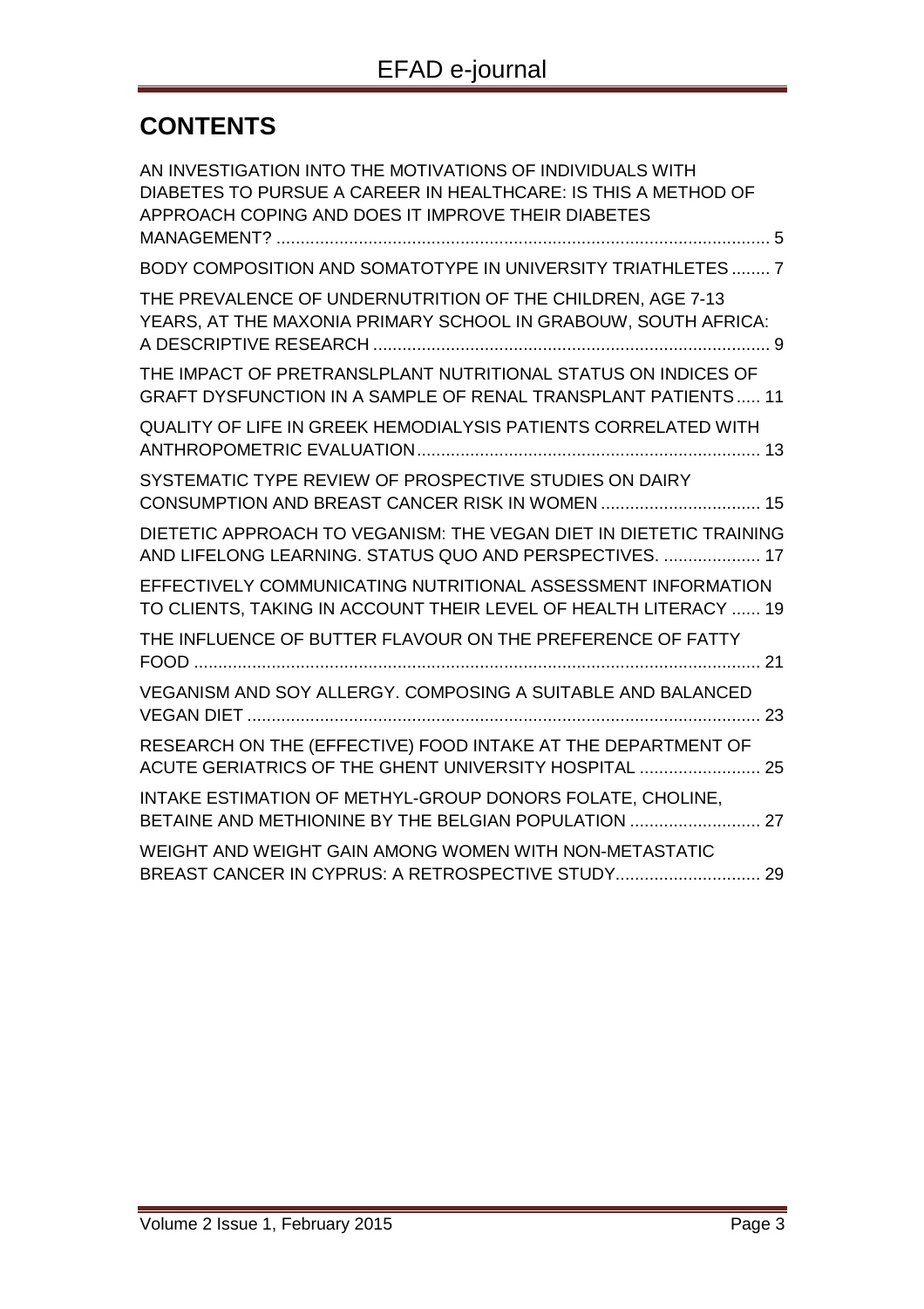# CONTENTS

AN INVESTIGATION INTO THE MOTIVATIONS OF INDIVIDUALS WITH DIABETES TO PURSUE A CAREER IN HEALTHCARE: IS THIS A METHOD OF APPROACH COPING AND DOES IT IMPROVE THEIR DIABETES MANAGEMENT? ...................................................................................................... 5

BODY COMPOSITION AND SOMATOTYPE IN UNIVERSITY TRIATHLETES ........ 7

THE PREVALENCE OF UNDERNUTRITION OF THE CHILDREN, AGE 7-13 YEARS, AT THE MAXONIA PRIMARY SCHOOL IN GRABOUW, SOUTH AFRICA: A DESCRIPTIVE RESEARCH .................................................................................. 9

THE IMPACT OF PRETRANSLPLANT NUTRITIONAL STATUS ON INDICES OF GRAFT DYSFUNCTION IN A SAMPLE OF RENAL TRANSPLANT PATIENTS ..... 11

QUALITY OF LIFE IN GREEK HEMODIALYSIS PATIENTS CORRELATED WITH ANTHROPOMETRIC EVALUATION....................................................................... 13

SYSTEMATIC TYPE REVIEW OF PROSPECTIVE STUDIES ON DAIRY CONSUMPTION AND BREAST CANCER RISK IN WOMEN ................................. 15

DIETETIC APPROACH TO VEGANISM: THE VEGAN DIET IN DIETETIC TRAINING AND LIFELONG LEARNING. STATUS QUO AND PERSPECTIVES. .................... 17

EFFECTIVELY COMMUNICATING NUTRITIONAL ASSESSMENT INFORMATION TO CLIENTS, TAKING IN ACCOUNT THEIR LEVEL OF HEALTH LITERACY ...... 19

THE INFLUENCE OF BUTTER FLAVOUR ON THE PREFERENCE OF FATTY FOOD ..................................................................................................................... 21

VEGANISM AND SOY ALLERGY. COMPOSING A SUITABLE AND BALANCED VEGAN DIET ........................................................................................................... 23

RESEARCH ON THE (EFFECTIVE) FOOD INTAKE AT THE DEPARTMENT OF ACUTE GERIATRICS OF THE GHENT UNIVERSITY HOSPITAL ......................... 25

INTAKE ESTIMATION OF METHYL-GROUP DONORS FOLATE, CHOLINE, BETAINE AND METHIONINE BY THE BELGIAN POPULATION ........................... 27

WEIGHT AND WEIGHT GAIN AMONG WOMEN WITH NON-METASTATIC BREAST CANCER IN CYPRUS: A RETROSPECTIVE STUDY.............................. 29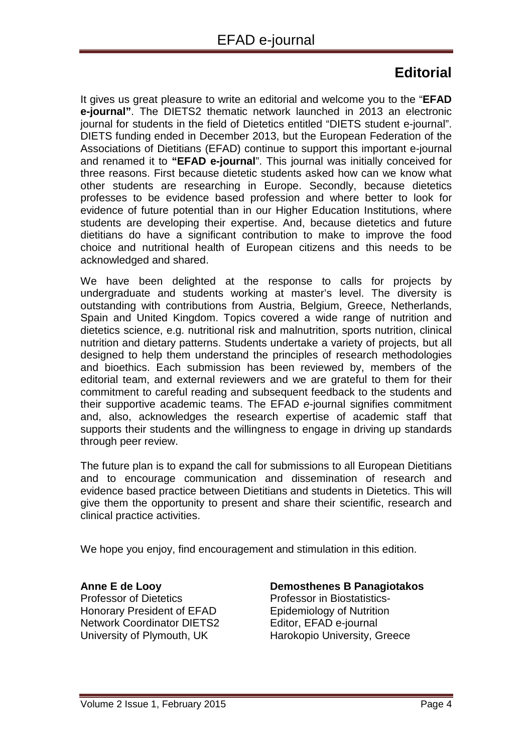# Editorial

It gives us great pleasure to write an editorial and welcome you to the "**EFAD e-journal"**. The DIETS2 thematic network launched in 2013 an electronic journal for students in the field of Dietetics entitled "DIETS student e-journal". DIETS funding ended in December 2013, but the European Federation of the Associations of Dietitians (EFAD) continue to support this important e-journal and renamed it to **"EFAD e-journal**". This journal was initially conceived for three reasons. First because dietetic students asked how can we know what other students are researching in Europe. Secondly, because dietetics professes to be evidence based profession and where better to look for evidence of future potential than in our Higher Education Institutions, where students are developing their expertise. And, because dietetics and future dietitians do have a significant contribution to make to improve the food choice and nutritional health of European citizens and this needs to be acknowledged and shared.

We have been delighted at the response to calls for projects by undergraduate and students working at master's level. The diversity is outstanding with contributions from Austria, Belgium, Greece, Netherlands, Spain and United Kingdom. Topics covered a wide range of nutrition and dietetics science, e.g. nutritional risk and malnutrition, sports nutrition, clinical nutrition and dietary patterns. Students undertake a variety of projects, but all designed to help them understand the principles of research methodologies and bioethics. Each submission has been reviewed by, members of the editorial team, and external reviewers and we are grateful to them for their commitment to careful reading and subsequent feedback to the students and their supportive academic teams. The EFAD *e*-journal signifies commitment and, also, acknowledges the research expertise of academic staff that supports their students and the willingness to engage in driving up standards through peer review.

The future plan is to expand the call for submissions to all European Dietitians and to encourage communication and dissemination of research and evidence based practice between Dietitians and students in Dietetics. This will give them the opportunity to present and share their scientific, research and clinical practice activities.

We hope you enjoy, find encouragement and stimulation in this edition.

**Anne E de Looy**
Professor of Dietetics
Honorary President of EFAD
Network Coordinator DIETS2
University of Plymouth, UK

**Demosthenes B Panagiotakos**
Professor in Biostatistics-Epidemiology of Nutrition
Editor, EFAD e-journal
Harokopio University, Greece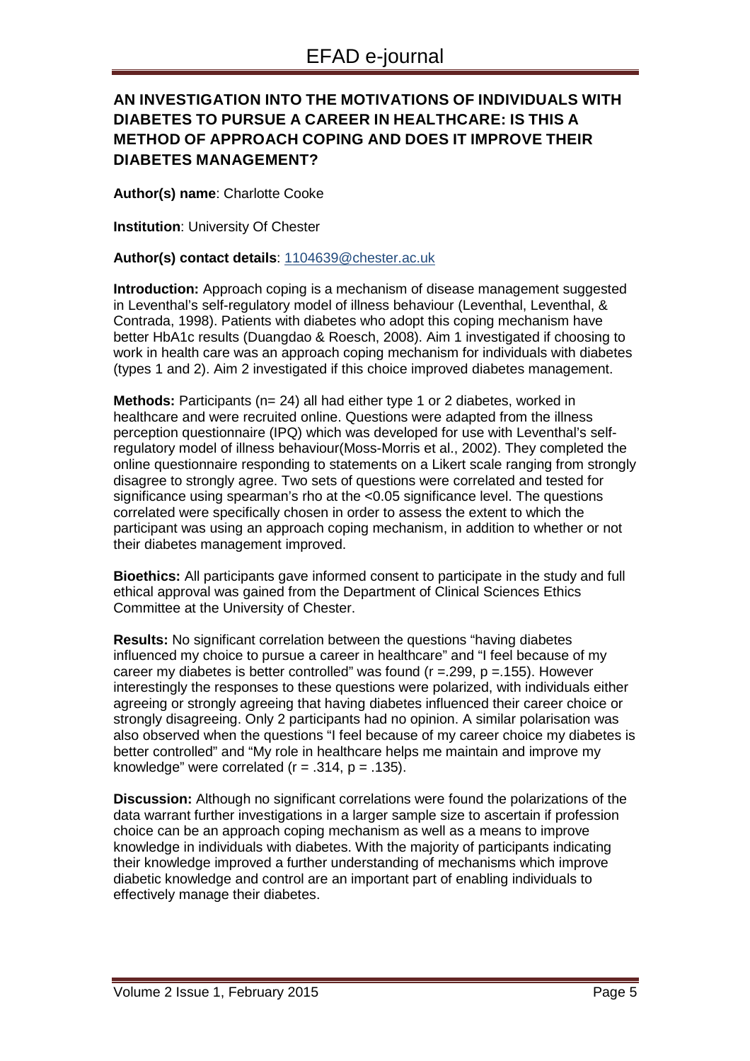## AN INVESTIGATION INTO THE MOTIVATIONS OF INDIVIDUALS WITH DIABETES TO PURSUE A CAREER IN HEALTHCARE: IS THIS A METHOD OF APPROACH COPING AND DOES IT IMPROVE THEIR DIABETES MANAGEMENT?

**Author(s) name**: Charlotte Cooke

**Institution**: University Of Chester

**Author(s) contact details**: 1104639@chester.ac.uk

**Introduction:** Approach coping is a mechanism of disease management suggested in Leventhal's self-regulatory model of illness behaviour (Leventhal, Leventhal, & Contrada, 1998). Patients with diabetes who adopt this coping mechanism have better HbA1c results (Duangdao & Roesch, 2008). Aim 1 investigated if choosing to work in health care was an approach coping mechanism for individuals with diabetes (types 1 and 2). Aim 2 investigated if this choice improved diabetes management.

**Methods:** Participants (n= 24) all had either type 1 or 2 diabetes, worked in healthcare and were recruited online. Questions were adapted from the illness perception questionnaire (IPQ) which was developed for use with Leventhal's self-regulatory model of illness behaviour(Moss-Morris et al., 2002). They completed the online questionnaire responding to statements on a Likert scale ranging from strongly disagree to strongly agree. Two sets of questions were correlated and tested for significance using spearman's rho at the <0.05 significance level. The questions correlated were specifically chosen in order to assess the extent to which the participant was using an approach coping mechanism, in addition to whether or not their diabetes management improved.

**Bioethics:** All participants gave informed consent to participate in the study and full ethical approval was gained from the Department of Clinical Sciences Ethics Committee at the University of Chester.

**Results:** No significant correlation between the questions "having diabetes influenced my choice to pursue a career in healthcare" and "I feel because of my career my diabetes is better controlled" was found ($r = .299$, $p = .155$). However interestingly the responses to these questions were polarized, with individuals either agreeing or strongly agreeing that having diabetes influenced their career choice or strongly disagreeing. Only 2 participants had no opinion. A similar polarisation was also observed when the questions "I feel because of my career choice my diabetes is better controlled" and "My role in healthcare helps me maintain and improve my knowledge" were correlated ($r = .314$, $p = .135$).

**Discussion:** Although no significant correlations were found the polarizations of the data warrant further investigations in a larger sample size to ascertain if profession choice can be an approach coping mechanism as well as a means to improve knowledge in individuals with diabetes. With the majority of participants indicating their knowledge improved a further understanding of mechanisms which improve diabetic knowledge and control are an important part of enabling individuals to effectively manage their diabetes.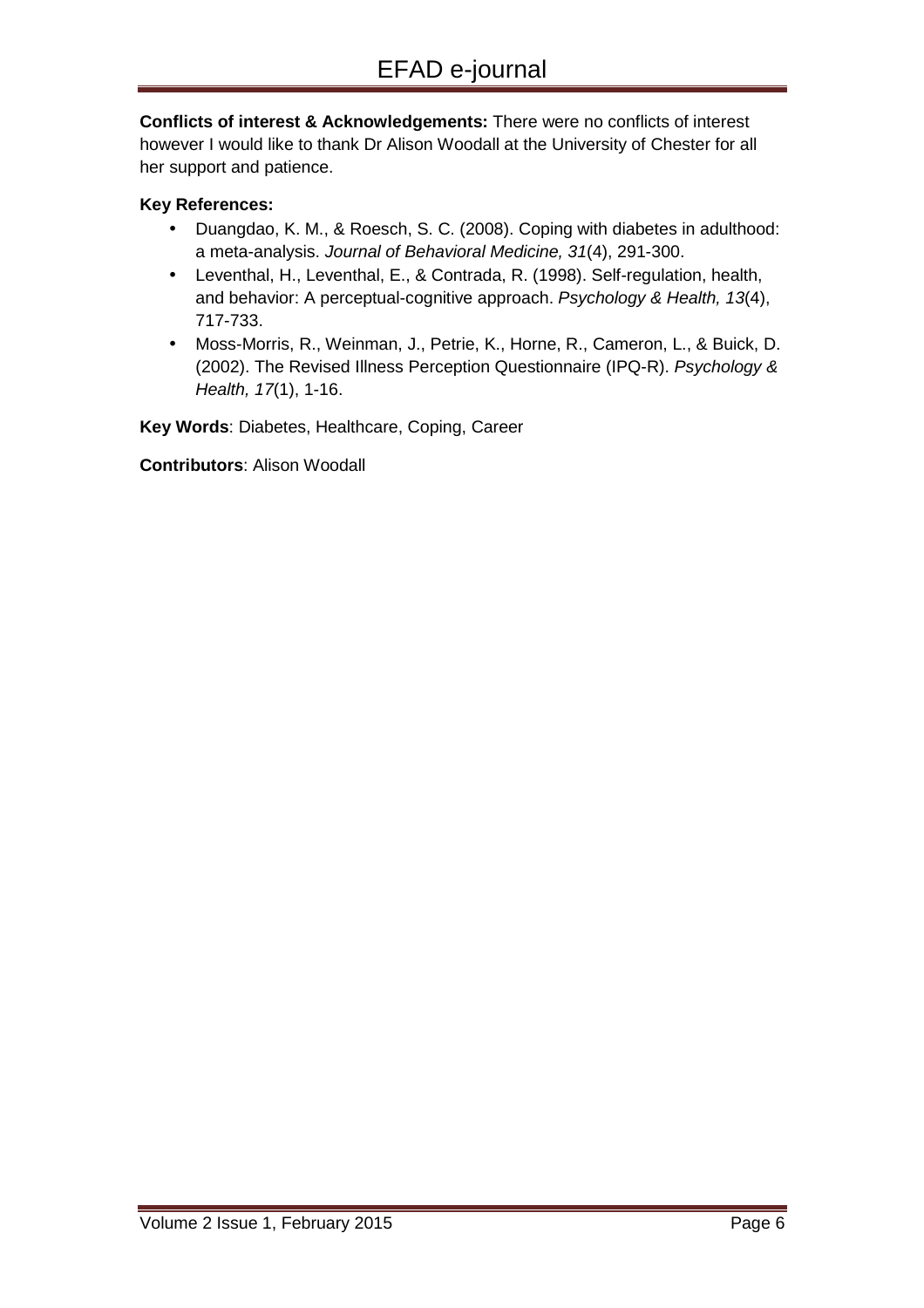**Conflicts of interest & Acknowledgements:** There were no conflicts of interest however I would like to thank Dr Alison Woodall at the University of Chester for all her support and patience.

**Key References:**

- Duangdao, K. M., & Roesch, S. C. (2008). Coping with diabetes in adulthood: a meta-analysis. *Journal of Behavioral Medicine, 31*(4), 291-300.
- Leventhal, H., Leventhal, E., & Contrada, R. (1998). Self-regulation, health, and behavior: A perceptual-cognitive approach. *Psychology & Health, 13*(4), 717-733.
- Moss-Morris, R., Weinman, J., Petrie, K., Horne, R., Cameron, L., & Buick, D. (2002). The Revised Illness Perception Questionnaire (IPQ-R). *Psychology & Health, 17*(1), 1-16.

**Key Words**: Diabetes, Healthcare, Coping, Career

**Contributors**: Alison Woodall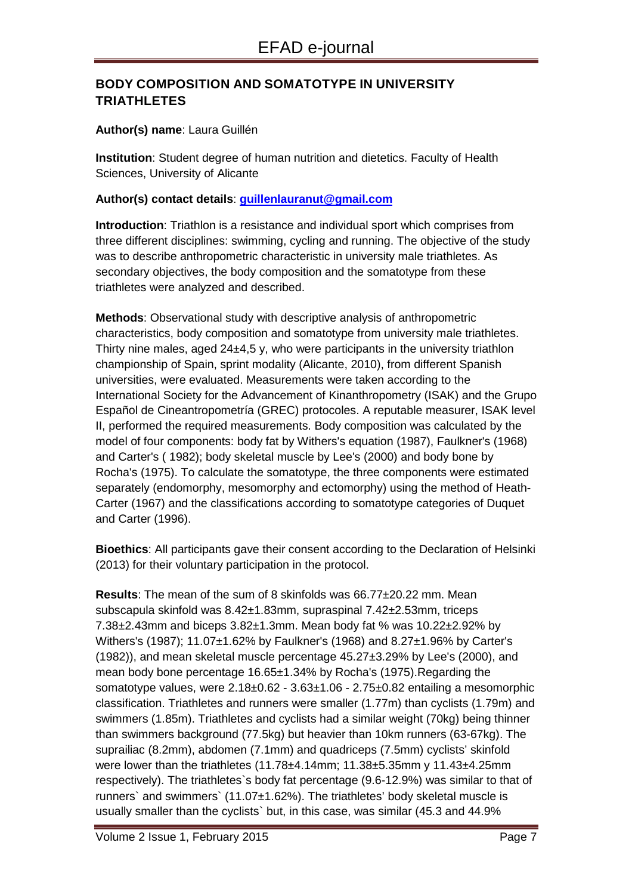## BODY COMPOSITION AND SOMATOTYPE IN UNIVERSITY TRIATHLETES

**Author(s) name**: Laura Guillén

**Institution**: Student degree of human nutrition and dietetics. Faculty of Health Sciences, University of Alicante

**Author(s) contact details**: **guillenlauranut@gmail.com**

**Introduction**: Triathlon is a resistance and individual sport which comprises from three different disciplines: swimming, cycling and running. The objective of the study was to describe anthropometric characteristic in university male triathletes. As secondary objectives, the body composition and the somatotype from these triathletes were analyzed and described.

**Methods**: Observational study with descriptive analysis of anthropometric characteristics, body composition and somatotype from university male triathletes. Thirty nine males, aged 24±4,5 y, who were participants in the university triathlon championship of Spain, sprint modality (Alicante, 2010), from different Spanish universities, were evaluated. Measurements were taken according to the International Society for the Advancement of Kinanthropometry (ISAK) and the Grupo Español de Cineantropometría (GREC) protocoles. A reputable measurer, ISAK level II, performed the required measurements. Body composition was calculated by the model of four components: body fat by Withers's equation (1987), Faulkner's (1968) and Carter's ( 1982); body skeletal muscle by Lee's (2000) and body bone by Rocha's (1975). To calculate the somatotype, the three components were estimated separately (endomorphy, mesomorphy and ectomorphy) using the method of Heath-Carter (1967) and the classifications according to somatotype categories of Duquet and Carter (1996).

**Bioethics**: All participants gave their consent according to the Declaration of Helsinki (2013) for their voluntary participation in the protocol.

**Results**: The mean of the sum of 8 skinfolds was 66.77±20.22 mm. Mean subscapula skinfold was 8.42±1.83mm, supraspinal 7.42±2.53mm, triceps 7.38±2.43mm and biceps 3.82±1.3mm. Mean body fat % was 10.22±2.92% by Withers's (1987); 11.07±1.62% by Faulkner's (1968) and 8.27±1.96% by Carter's (1982)), and mean skeletal muscle percentage 45.27±3.29% by Lee's (2000), and mean body bone percentage 16.65±1.34% by Rocha's (1975).Regarding the somatotype values, were 2.18±0.62 - 3.63±1.06 - 2.75±0.82 entailing a mesomorphic classification. Triathletes and runners were smaller (1.77m) than cyclists (1.79m) and swimmers (1.85m). Triathletes and cyclists had a similar weight (70kg) being thinner than swimmers background (77.5kg) but heavier than 10km runners (63-67kg). The suprailiac (8.2mm), abdomen (7.1mm) and quadriceps (7.5mm) cyclists' skinfold were lower than the triathletes (11.78±4.14mm; 11.38±5.35mm y 11.43±4.25mm respectively). The triathletes`s body fat percentage (9.6-12.9%) was similar to that of runners` and swimmers` (11.07±1.62%). The triathletes' body skeletal muscle is usually smaller than the cyclists` but, in this case, was similar (45.3 and 44.9%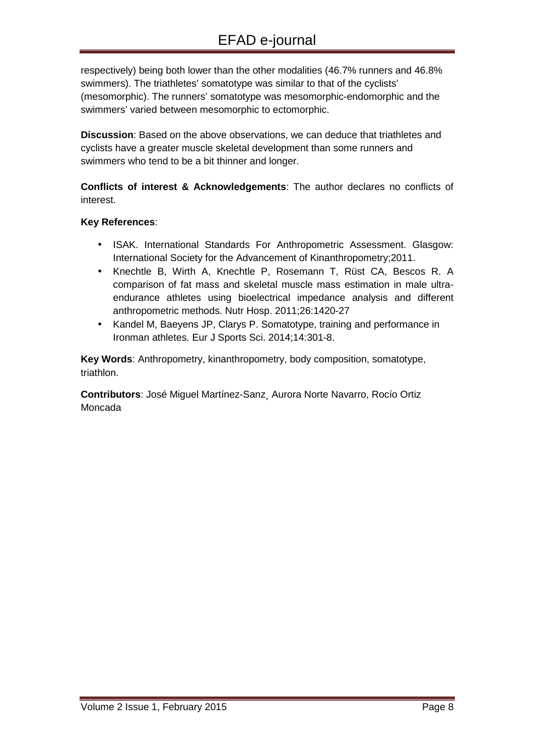respectively) being both lower than the other modalities (46.7% runners and 46.8% swimmers). The triathletes' somatotype was similar to that of the cyclists' (mesomorphic). The runners' somatotype was mesomorphic-endomorphic and the swimmers' varied between mesomorphic to ectomorphic.

**Discussion**: Based on the above observations, we can deduce that triathletes and cyclists have a greater muscle skeletal development than some runners and swimmers who tend to be a bit thinner and longer.

**Conflicts of interest & Acknowledgements**: The author declares no conflicts of interest.

**Key References**:

- ISAK. International Standards For Anthropometric Assessment. Glasgow: International Society for the Advancement of Kinanthropometry;2011.
- Knechtle B, Wirth A, Knechtle P, Rosemann T, Rüst CA, Bescos R. A comparison of fat mass and skeletal muscle mass estimation in male ultra-endurance athletes using bioelectrical impedance analysis and different anthropometric methods. Nutr Hosp. 2011;26:1420-27
- Kandel M, Baeyens JP, Clarys P. Somatotype, training and performance in Ironman athletes. Eur J Sports Sci. 2014;14:301-8.

**Key Words**: Anthropometry, kinanthropometry, body composition, somatotype, triathlon.

**Contributors**: José Miguel Martínez-Sanz¸ Aurora Norte Navarro, Rocío Ortiz Moncada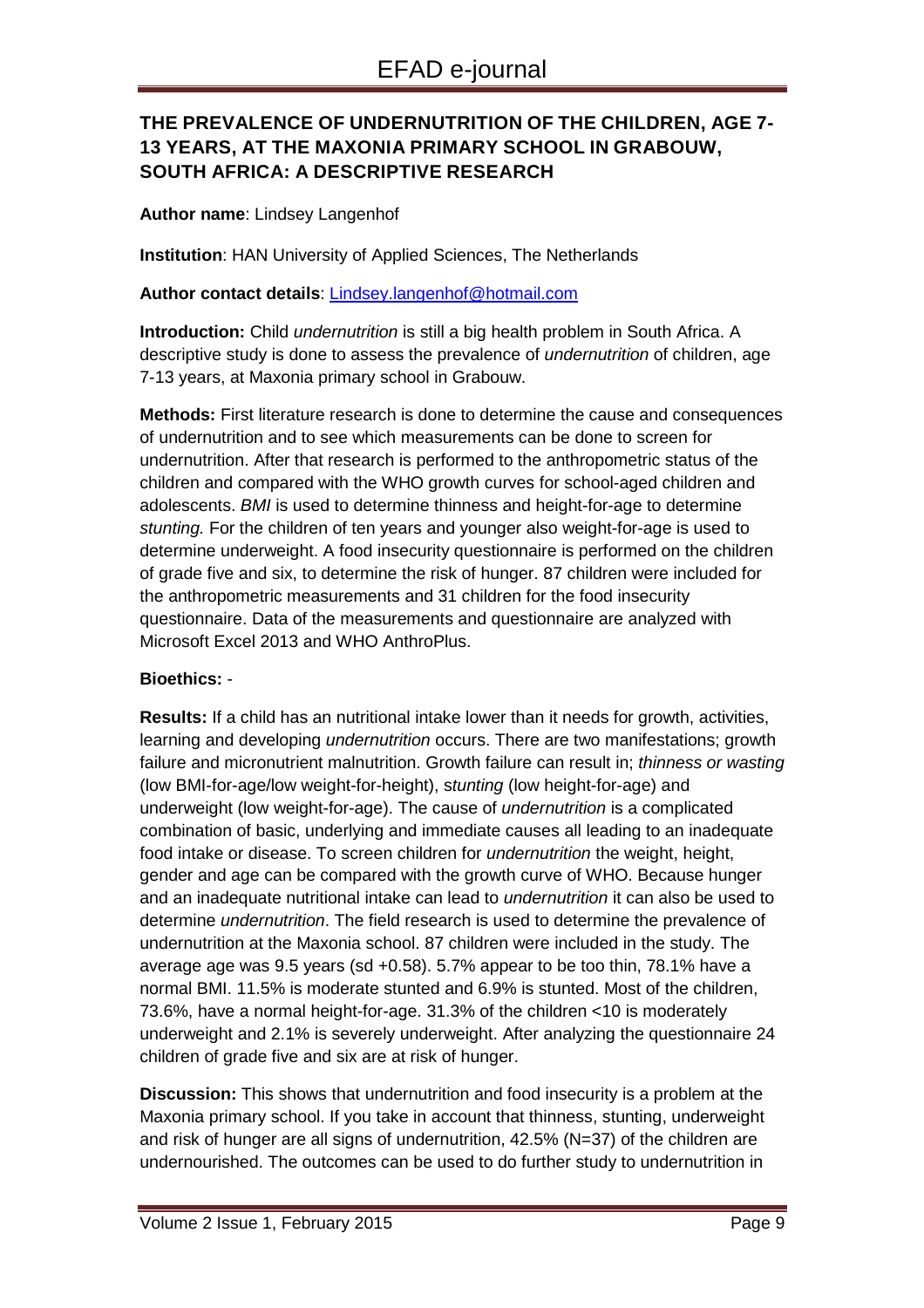## THE PREVALENCE OF UNDERNUTRITION OF THE CHILDREN, AGE 7-13 YEARS, AT THE MAXONIA PRIMARY SCHOOL IN GRABOUW, SOUTH AFRICA: A DESCRIPTIVE RESEARCH

**Author name**: Lindsey Langenhof

**Institution**: HAN University of Applied Sciences, The Netherlands

**Author contact details**: Lindsey.langenhof@hotmail.com

**Introduction:** Child *undernutrition* is still a big health problem in South Africa. A descriptive study is done to assess the prevalence of *undernutrition* of children, age 7-13 years, at Maxonia primary school in Grabouw.

**Methods:** First literature research is done to determine the cause and consequences of undernutrition and to see which measurements can be done to screen for undernutrition. After that research is performed to the anthropometric status of the children and compared with the WHO growth curves for school-aged children and adolescents. *BMI* is used to determine thinness and height-for-age to determine *stunting.* For the children of ten years and younger also weight-for-age is used to determine underweight. A food insecurity questionnaire is performed on the children of grade five and six, to determine the risk of hunger. 87 children were included for the anthropometric measurements and 31 children for the food insecurity questionnaire. Data of the measurements and questionnaire are analyzed with Microsoft Excel 2013 and WHO AnthroPlus.

**Bioethics:** -

**Results:** If a child has an nutritional intake lower than it needs for growth, activities, learning and developing *undernutrition* occurs. There are two manifestations; growth failure and micronutrient malnutrition. Growth failure can result in; *thinness or wasting* (low BMI-for-age/low weight-for-height), s*tunting* (low height-for-age) and underweight (low weight-for-age). The cause of *undernutrition* is a complicated combination of basic, underlying and immediate causes all leading to an inadequate food intake or disease. To screen children for *undernutrition* the weight, height, gender and age can be compared with the growth curve of WHO. Because hunger and an inadequate nutritional intake can lead to *undernutrition* it can also be used to determine *undernutrition*. The field research is used to determine the prevalence of undernutrition at the Maxonia school. 87 children were included in the study. The average age was 9.5 years (sd +0.58). 5.7% appear to be too thin, 78.1% have a normal BMI. 11.5% is moderate stunted and 6.9% is stunted. Most of the children, 73.6%, have a normal height-for-age. 31.3% of the children <10 is moderately underweight and 2.1% is severely underweight. After analyzing the questionnaire 24 children of grade five and six are at risk of hunger.

**Discussion:** This shows that undernutrition and food insecurity is a problem at the Maxonia primary school. If you take in account that thinness, stunting, underweight and risk of hunger are all signs of undernutrition, 42.5% (N=37) of the children are undernourished. The outcomes can be used to do further study to undernutrition in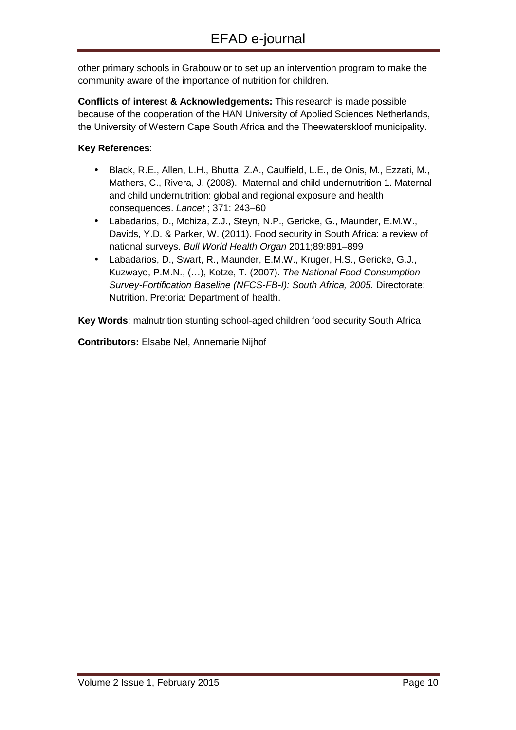other primary schools in Grabouw or to set up an intervention program to make the community aware of the importance of nutrition for children.

**Conflicts of interest & Acknowledgements:** This research is made possible because of the cooperation of the HAN University of Applied Sciences Netherlands, the University of Western Cape South Africa and the Theewaterskloof municipality.

**Key References**:

- Black, R.E., Allen, L.H., Bhutta, Z.A., Caulfield, L.E., de Onis, M., Ezzati, M., Mathers, C., Rivera, J. (2008). Maternal and child undernutrition 1. Maternal and child undernutrition: global and regional exposure and health consequences. *Lancet* ; 371: 243–60
- Labadarios, D., Mchiza, Z.J., Steyn, N.P., Gericke, G., Maunder, E.M.W., Davids, Y.D. & Parker, W. (2011). Food security in South Africa: a review of national surveys. *Bull World Health Organ* 2011;89:891–899
- Labadarios, D., Swart, R., Maunder, E.M.W., Kruger, H.S., Gericke, G.J., Kuzwayo, P.M.N., (…), Kotze, T. (2007). *The National Food Consumption Survey-Fortification Baseline (NFCS-FB-I): South Africa, 2005*. Directorate: Nutrition. Pretoria: Department of health.

**Key Words**: malnutrition stunting school-aged children food security South Africa

**Contributors:** Elsabe Nel, Annemarie Nijhof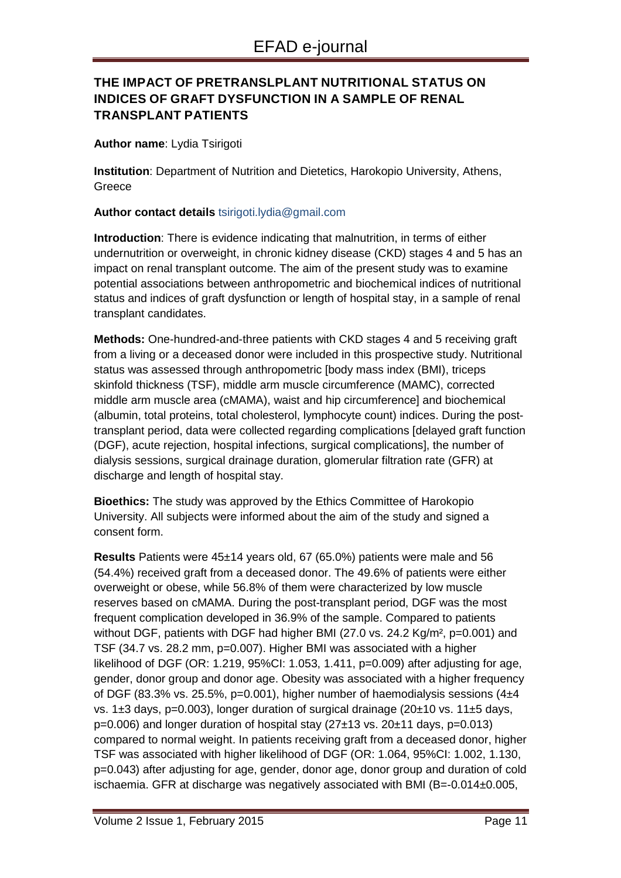## THE IMPACT OF PRETRANSLPLANT NUTRITIONAL STATUS ON INDICES OF GRAFT DYSFUNCTION IN A SAMPLE OF RENAL TRANSPLANT PATIENTS

**Author name**: Lydia Tsirigoti

**Institution**: Department of Nutrition and Dietetics, Harokopio University, Athens, Greece

**Author contact details** tsirigoti.lydia@gmail.com

**Introduction**: There is evidence indicating that malnutrition, in terms of either undernutrition or overweight, in chronic kidney disease (CKD) stages 4 and 5 has an impact on renal transplant outcome. The aim of the present study was to examine potential associations between anthropometric and biochemical indices of nutritional status and indices of graft dysfunction or length of hospital stay, in a sample of renal transplant candidates.

**Methods:** One-hundred-and-three patients with CKD stages 4 and 5 receiving graft from a living or a deceased donor were included in this prospective study. Nutritional status was assessed through anthropometric [body mass index (BMI), triceps skinfold thickness (TSF), middle arm muscle circumference (MAMC), corrected middle arm muscle area (cMAMA), waist and hip circumference] and biochemical (albumin, total proteins, total cholesterol, lymphocyte count) indices. During the post-transplant period, data were collected regarding complications [delayed graft function (DGF), acute rejection, hospital infections, surgical complications], the number of dialysis sessions, surgical drainage duration, glomerular filtration rate (GFR) at discharge and length of hospital stay.

**Bioethics:** The study was approved by the Ethics Committee of Harokopio University. All subjects were informed about the aim of the study and signed a consent form.

**Results** Patients were 45±14 years old, 67 (65.0%) patients were male and 56 (54.4%) received graft from a deceased donor. The 49.6% of patients were either overweight or obese, while 56.8% of them were characterized by low muscle reserves based on cMAMA. During the post-transplant period, DGF was the most frequent complication developed in 36.9% of the sample. Compared to patients without DGF, patients with DGF had higher BMI (27.0 vs. 24.2 Kg/m², $p=0.001$) and TSF (34.7 vs. 28.2 mm, $p=0.007$). Higher BMI was associated with a higher likelihood of DGF (OR: 1.219, 95%CI: 1.053, 1.411, $p=0.009$) after adjusting for age, gender, donor group and donor age. Obesity was associated with a higher frequency of DGF (83.3% vs. 25.5%, $p=0.001$), higher number of haemodialysis sessions (4±4 vs. 1±3 days, $p=0.003$), longer duration of surgical drainage (20±10 vs. 11±5 days, $p=0.006$) and longer duration of hospital stay (27±13 vs. 20±11 days, $p=0.013$) compared to normal weight. In patients receiving graft from a deceased donor, higher TSF was associated with higher likelihood of DGF (OR: 1.064, 95%CI: 1.002, 1.130, $p=0.043$) after adjusting for age, gender, donor age, donor group and duration of cold ischaemia. GFR at discharge was negatively associated with BMI (B=-0.014±0.005,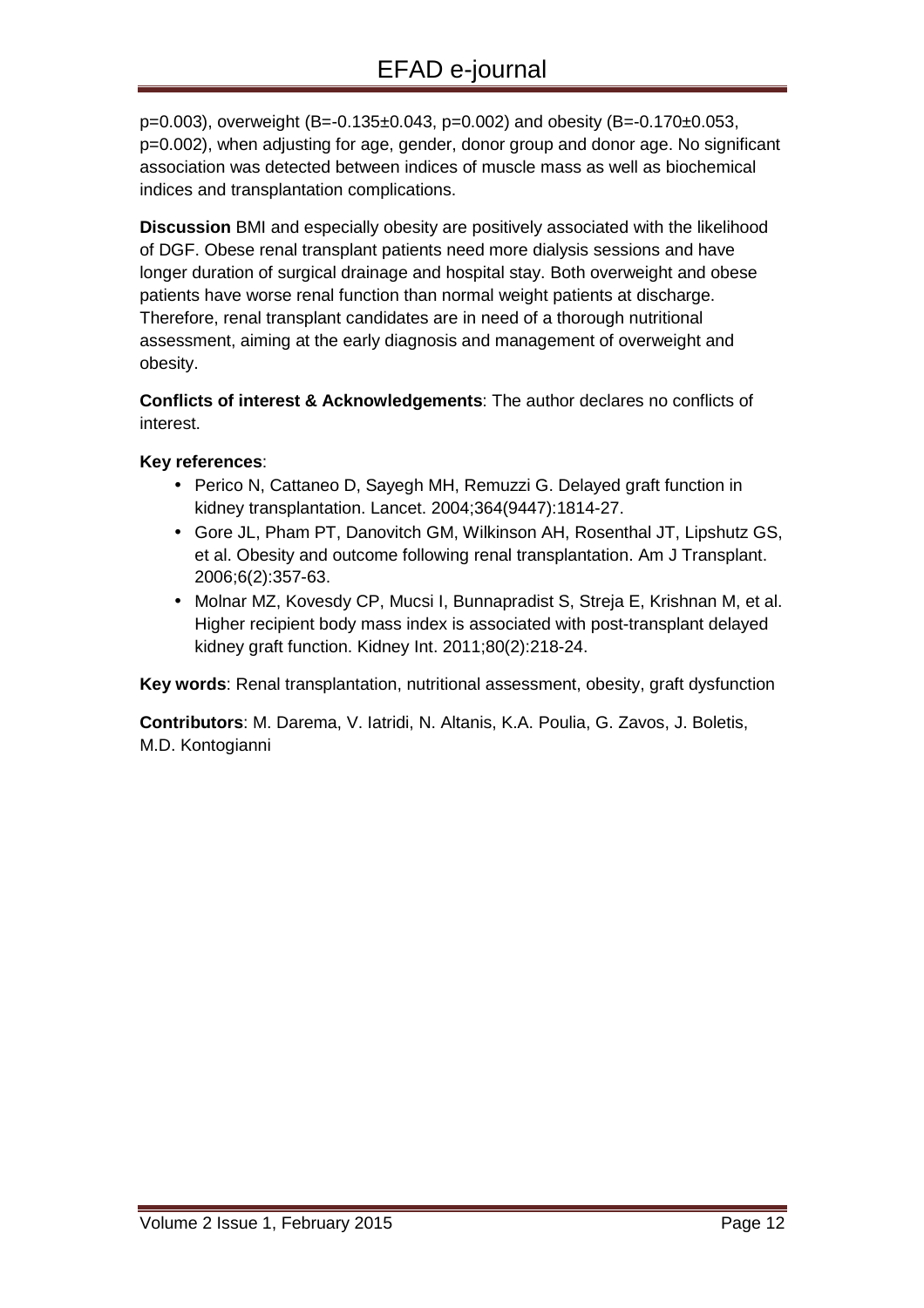p=0.003), overweight (B=-0.135±0.043, p=0.002) and obesity (B=-0.170±0.053, p=0.002), when adjusting for age, gender, donor group and donor age. No significant association was detected between indices of muscle mass as well as biochemical indices and transplantation complications.

**Discussion** BMI and especially obesity are positively associated with the likelihood of DGF. Obese renal transplant patients need more dialysis sessions and have longer duration of surgical drainage and hospital stay. Both overweight and obese patients have worse renal function than normal weight patients at discharge. Therefore, renal transplant candidates are in need of a thorough nutritional assessment, aiming at the early diagnosis and management of overweight and obesity.

**Conflicts of interest & Acknowledgements**: The author declares no conflicts of interest.

**Key references**:

- Perico N, Cattaneo D, Sayegh MH, Remuzzi G. Delayed graft function in kidney transplantation. Lancet. 2004;364(9447):1814-27.
- Gore JL, Pham PT, Danovitch GM, Wilkinson AH, Rosenthal JT, Lipshutz GS, et al. Obesity and outcome following renal transplantation. Am J Transplant. 2006;6(2):357-63.
- Molnar MZ, Kovesdy CP, Mucsi I, Bunnapradist S, Streja E, Krishnan M, et al. Higher recipient body mass index is associated with post-transplant delayed kidney graft function. Kidney Int. 2011;80(2):218-24.

**Key words**: Renal transplantation, nutritional assessment, obesity, graft dysfunction

**Contributors**: M. Darema, V. Iatridi, N. Altanis, K.A. Poulia, G. Zavos, J. Boletis, M.D. Kontogianni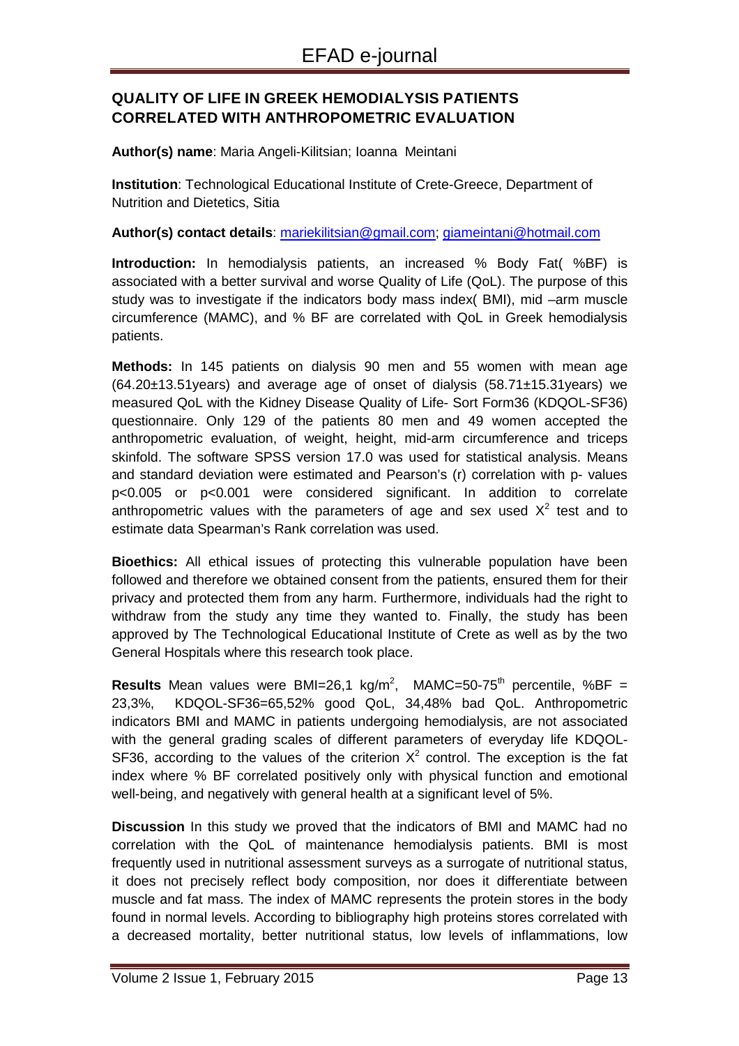## QUALITY OF LIFE IN GREEK HEMODIALYSIS PATIENTS CORRELATED WITH ANTHROPOMETRIC EVALUATION

**Author(s) name**: Maria Angeli-Kilitsian; Ioanna Meintani

**Institution**: Technological Educational Institute of Crete-Greece, Department of Nutrition and Dietetics, Sitia

**Author(s) contact details**: mariekilitsian@gmail.com; giameintani@hotmail.com

**Introduction:** In hemodialysis patients, an increased % Body Fat( %BF) is associated with a better survival and worse Quality of Life (QoL). The purpose of this study was to investigate if the indicators body mass index( BMI), mid –arm muscle circumference (MAMC), and % BF are correlated with QoL in Greek hemodialysis patients.

**Methods:** In 145 patients on dialysis 90 men and 55 women with mean age (64.20±13.51years) and average age of onset of dialysis (58.71±15.31years) we measured QoL with the Kidney Disease Quality of Life- Sort Form36 (KDQOL-SF36) questionnaire. Only 129 of the patients 80 men and 49 women accepted the anthropometric evaluation, of weight, height, mid-arm circumference and triceps skinfold. The software SPSS version 17.0 was used for statistical analysis. Means and standard deviation were estimated and Pearson's (r) correlation with p- values $p<0.005$ or $p<0.001$ were considered significant. In addition to correlate anthropometric values with the parameters of age and sex used $X^2$ test and to estimate data Spearman's Rank correlation was used.

**Bioethics:** All ethical issues of protecting this vulnerable population have been followed and therefore we obtained consent from the patients, ensured them for their privacy and protected them from any harm. Furthermore, individuals had the right to withdraw from the study any time they wanted to. Finally, the study has been approved by The Technological Educational Institute of Crete as well as by the two General Hospitals where this research took place.

**Results** Mean values were BMI=26,1 kg/m$^2$, MAMC=50-75$^{th}$ percentile, %BF = 23,3%, KDQOL-SF36=65,52% good QoL, 34,48% bad QoL. Anthropometric indicators BMI and MAMC in patients undergoing hemodialysis, are not associated with the general grading scales of different parameters of everyday life KDQOL-SF36, according to the values of the criterion $X^2$ control. The exception is the fat index where % BF correlated positively only with physical function and emotional well-being, and negatively with general health at a significant level of 5%.

**Discussion** In this study we proved that the indicators of BMI and MAMC had no correlation with the QoL of maintenance hemodialysis patients. BMI is most frequently used in nutritional assessment surveys as a surrogate of nutritional status, it does not precisely reflect body composition, nor does it differentiate between muscle and fat mass. The index of MAMC represents the protein stores in the body found in normal levels. According to bibliography high proteins stores correlated with a decreased mortality, better nutritional status, low levels of inflammations, low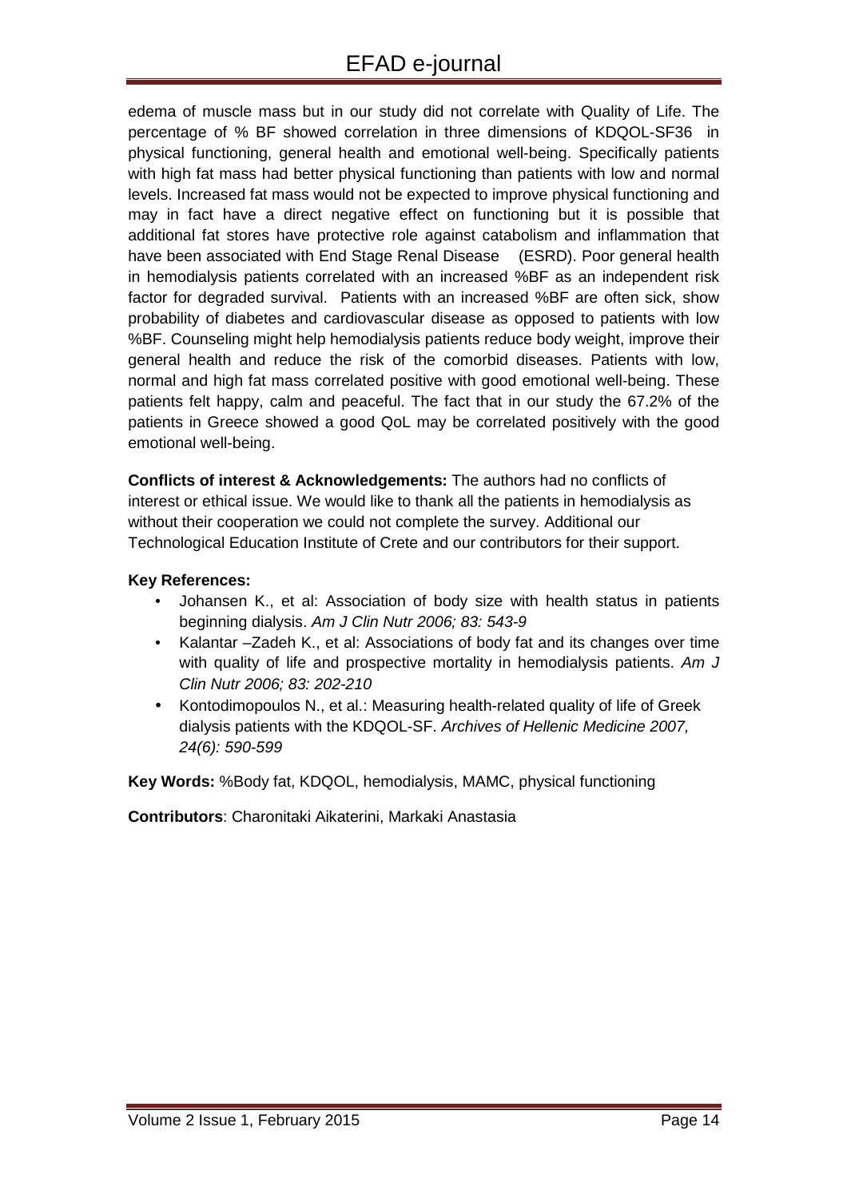edema of muscle mass but in our study did not correlate with Quality of Life. The percentage of % BF showed correlation in three dimensions of KDQOL-SF36 in physical functioning, general health and emotional well-being. Specifically patients with high fat mass had better physical functioning than patients with low and normal levels. Increased fat mass would not be expected to improve physical functioning and may in fact have a direct negative effect on functioning but it is possible that additional fat stores have protective role against catabolism and inflammation that have been associated with End Stage Renal Disease (ESRD). Poor general health in hemodialysis patients correlated with an increased %BF as an independent risk factor for degraded survival. Patients with an increased %BF are often sick, show probability of diabetes and cardiovascular disease as opposed to patients with low %BF. Counseling might help hemodialysis patients reduce body weight, improve their general health and reduce the risk of the comorbid diseases. Patients with low, normal and high fat mass correlated positive with good emotional well-being. These patients felt happy, calm and peaceful. The fact that in our study the 67.2% of the patients in Greece showed a good QoL may be correlated positively with the good emotional well-being.

**Conflicts of interest & Acknowledgements:** The authors had no conflicts of interest or ethical issue. We would like to thank all the patients in hemodialysis as without their cooperation we could not complete the survey. Additional our Technological Education Institute of Crete and our contributors for their support.

**Key References:**

- Johansen K., et al: Association of body size with health status in patients beginning dialysis. *Am J Clin Nutr 2006; 83: 543-9*
- Kalantar –Zadeh K., et al: Associations of body fat and its changes over time with quality of life and prospective mortality in hemodialysis patients. *Am J Clin Nutr 2006; 83: 202-210*
- Kontodimopoulos N., et al.: Measuring health-related quality of life of Greek dialysis patients with the KDQOL-SF. *Archives of Hellenic Medicine 2007, 24(6): 590-599*

**Key Words:** %Body fat, KDQOL, hemodialysis, MAMC, physical functioning

**Contributors**: Charonitaki Aikaterini, Markaki Anastasia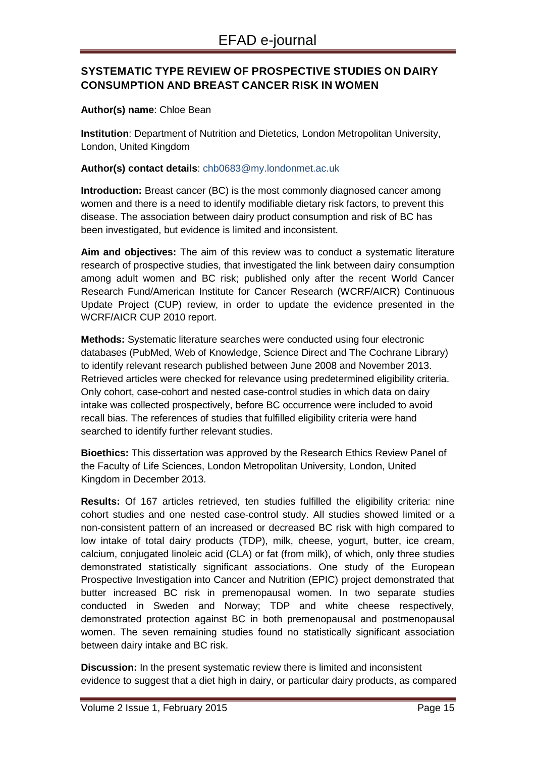## SYSTEMATIC TYPE REVIEW OF PROSPECTIVE STUDIES ON DAIRY CONSUMPTION AND BREAST CANCER RISK IN WOMEN

**Author(s) name**: Chloe Bean

**Institution**: Department of Nutrition and Dietetics, London Metropolitan University, London, United Kingdom

**Author(s) contact details**: chb0683@my.londonmet.ac.uk

**Introduction:** Breast cancer (BC) is the most commonly diagnosed cancer among women and there is a need to identify modifiable dietary risk factors, to prevent this disease. The association between dairy product consumption and risk of BC has been investigated, but evidence is limited and inconsistent.

**Aim and objectives:** The aim of this review was to conduct a systematic literature research of prospective studies, that investigated the link between dairy consumption among adult women and BC risk; published only after the recent World Cancer Research Fund/American Institute for Cancer Research (WCRF/AICR) Continuous Update Project (CUP) review, in order to update the evidence presented in the WCRF/AICR CUP 2010 report.

**Methods:** Systematic literature searches were conducted using four electronic databases (PubMed, Web of Knowledge, Science Direct and The Cochrane Library) to identify relevant research published between June 2008 and November 2013. Retrieved articles were checked for relevance using predetermined eligibility criteria. Only cohort, case-cohort and nested case-control studies in which data on dairy intake was collected prospectively, before BC occurrence were included to avoid recall bias. The references of studies that fulfilled eligibility criteria were hand searched to identify further relevant studies.

**Bioethics:** This dissertation was approved by the Research Ethics Review Panel of the Faculty of Life Sciences, London Metropolitan University, London, United Kingdom in December 2013.

**Results:** Of 167 articles retrieved, ten studies fulfilled the eligibility criteria: nine cohort studies and one nested case-control study. All studies showed limited or a non-consistent pattern of an increased or decreased BC risk with high compared to low intake of total dairy products (TDP), milk, cheese, yogurt, butter, ice cream, calcium, conjugated linoleic acid (CLA) or fat (from milk), of which, only three studies demonstrated statistically significant associations. One study of the European Prospective Investigation into Cancer and Nutrition (EPIC) project demonstrated that butter increased BC risk in premenopausal women. In two separate studies conducted in Sweden and Norway; TDP and white cheese respectively, demonstrated protection against BC in both premenopausal and postmenopausal women. The seven remaining studies found no statistically significant association between dairy intake and BC risk.

**Discussion:** In the present systematic review there is limited and inconsistent evidence to suggest that a diet high in dairy, or particular dairy products, as compared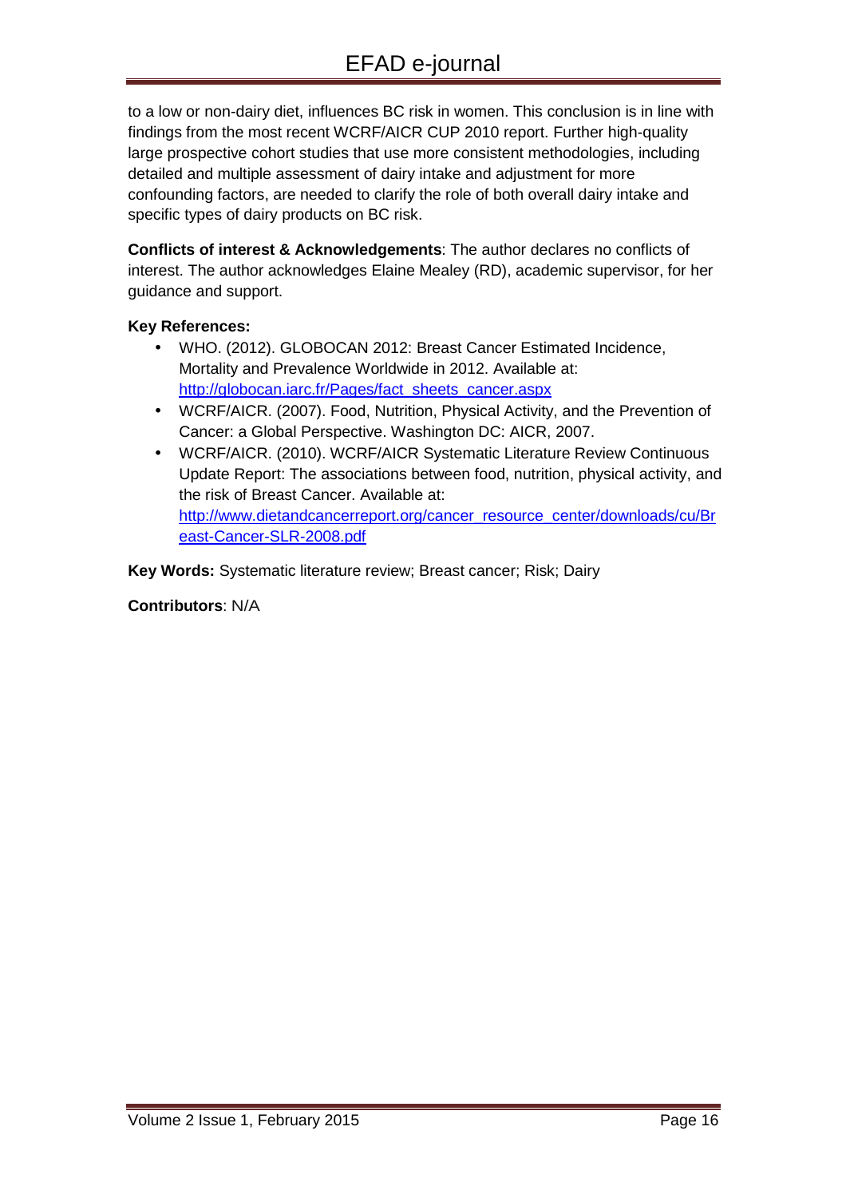to a low or non-dairy diet, influences BC risk in women. This conclusion is in line with findings from the most recent WCRF/AICR CUP 2010 report. Further high-quality large prospective cohort studies that use more consistent methodologies, including detailed and multiple assessment of dairy intake and adjustment for more confounding factors, are needed to clarify the role of both overall dairy intake and specific types of dairy products on BC risk.

**Conflicts of interest & Acknowledgements**: The author declares no conflicts of interest. The author acknowledges Elaine Mealey (RD), academic supervisor, for her guidance and support.

**Key References:**

- WHO. (2012). GLOBOCAN 2012: Breast Cancer Estimated Incidence, Mortality and Prevalence Worldwide in 2012. Available at: http://globocan.iarc.fr/Pages/fact_sheets_cancer.aspx
- WCRF/AICR. (2007). Food, Nutrition, Physical Activity, and the Prevention of Cancer: a Global Perspective. Washington DC: AICR, 2007.
- WCRF/AICR. (2010). WCRF/AICR Systematic Literature Review Continuous Update Report: The associations between food, nutrition, physical activity, and the risk of Breast Cancer. Available at: http://www.dietandcancerreport.org/cancer_resource_center/downloads/cu/Breast-Cancer-SLR-2008.pdf

**Key Words:** Systematic literature review; Breast cancer; Risk; Dairy

**Contributors**: N/A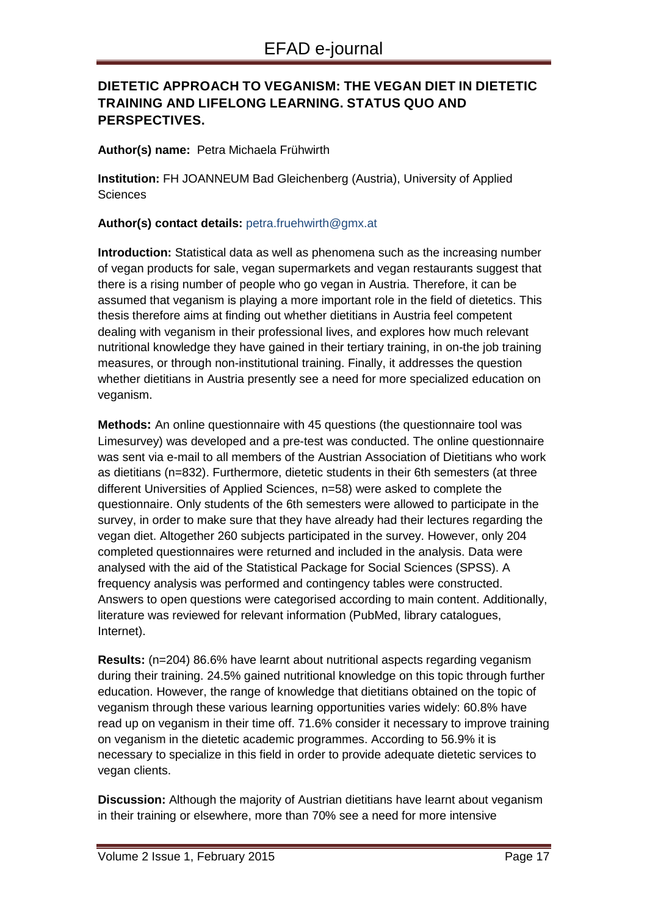## DIETETIC APPROACH TO VEGANISM: THE VEGAN DIET IN DIETETIC TRAINING AND LIFELONG LEARNING. STATUS QUO AND PERSPECTIVES.

**Author(s) name:** Petra Michaela Frühwirth

**Institution:** FH JOANNEUM Bad Gleichenberg (Austria), University of Applied Sciences

**Author(s) contact details:** petra.fruehwirth@gmx.at

**Introduction:** Statistical data as well as phenomena such as the increasing number of vegan products for sale, vegan supermarkets and vegan restaurants suggest that there is a rising number of people who go vegan in Austria. Therefore, it can be assumed that veganism is playing a more important role in the field of dietetics. This thesis therefore aims at finding out whether dietitians in Austria feel competent dealing with veganism in their professional lives, and explores how much relevant nutritional knowledge they have gained in their tertiary training, in on-the job training measures, or through non-institutional training. Finally, it addresses the question whether dietitians in Austria presently see a need for more specialized education on veganism.

**Methods:** An online questionnaire with 45 questions (the questionnaire tool was Limesurvey) was developed and a pre-test was conducted. The online questionnaire was sent via e-mail to all members of the Austrian Association of Dietitians who work as dietitians (n=832). Furthermore, dietetic students in their 6th semesters (at three different Universities of Applied Sciences, n=58) were asked to complete the questionnaire. Only students of the 6th semesters were allowed to participate in the survey, in order to make sure that they have already had their lectures regarding the vegan diet. Altogether 260 subjects participated in the survey. However, only 204 completed questionnaires were returned and included in the analysis. Data were analysed with the aid of the Statistical Package for Social Sciences (SPSS). A frequency analysis was performed and contingency tables were constructed. Answers to open questions were categorised according to main content. Additionally, literature was reviewed for relevant information (PubMed, library catalogues, Internet).

**Results:** (n=204) 86.6% have learnt about nutritional aspects regarding veganism during their training. 24.5% gained nutritional knowledge on this topic through further education. However, the range of knowledge that dietitians obtained on the topic of veganism through these various learning opportunities varies widely: 60.8% have read up on veganism in their time off. 71.6% consider it necessary to improve training on veganism in the dietetic academic programmes. According to 56.9% it is necessary to specialize in this field in order to provide adequate dietetic services to vegan clients.

**Discussion:** Although the majority of Austrian dietitians have learnt about veganism in their training or elsewhere, more than 70% see a need for more intensive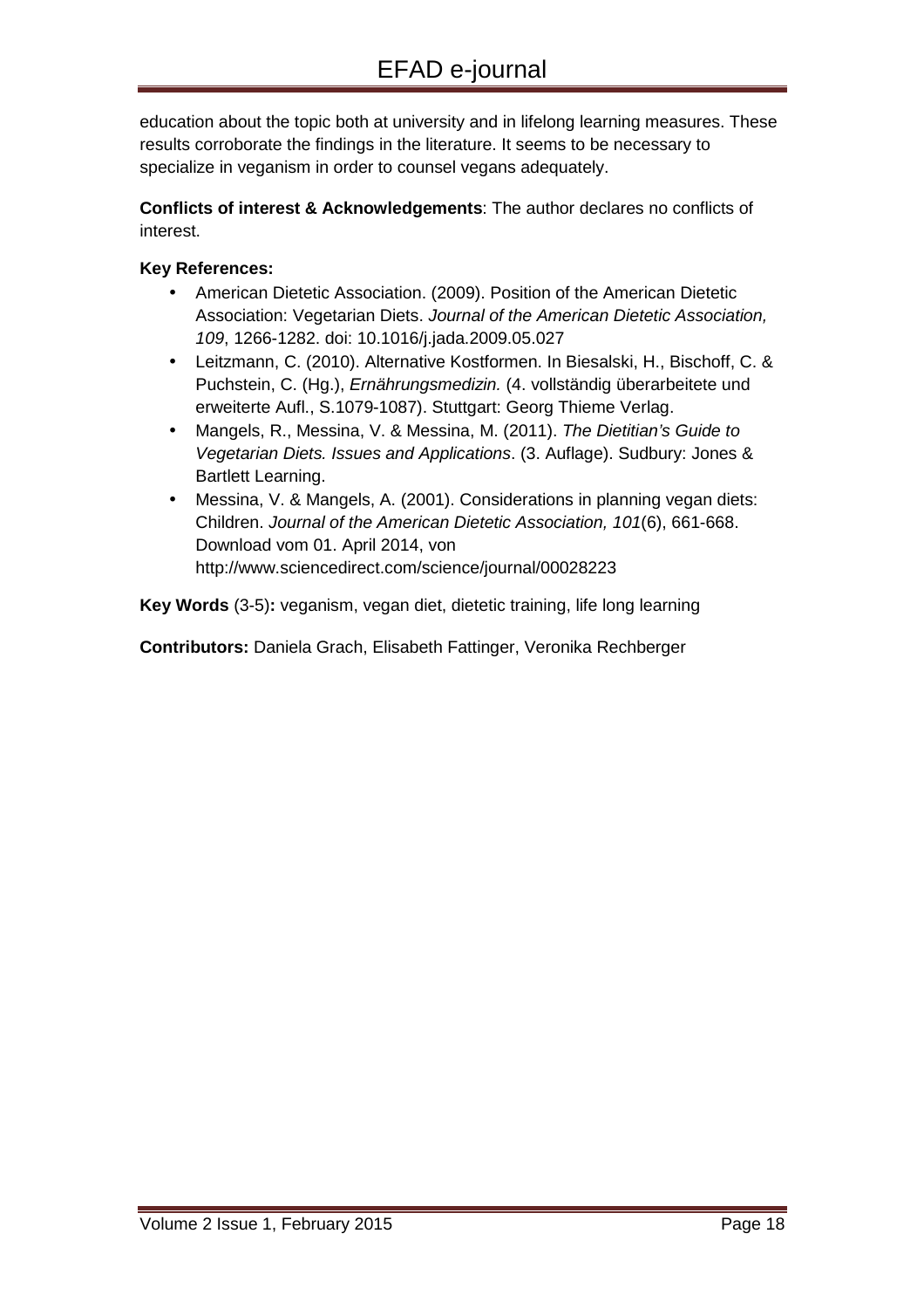education about the topic both at university and in lifelong learning measures. These results corroborate the findings in the literature. It seems to be necessary to specialize in veganism in order to counsel vegans adequately.

**Conflicts of interest & Acknowledgements**: The author declares no conflicts of interest.

**Key References:**

- American Dietetic Association. (2009). Position of the American Dietetic Association: Vegetarian Diets. *Journal of the American Dietetic Association, 109*, 1266-1282. doi: 10.1016/j.jada.2009.05.027
- Leitzmann, C. (2010). Alternative Kostformen. In Biesalski, H., Bischoff, C. & Puchstein, C. (Hg.), *Ernährungsmedizin.* (4. vollständig überarbeitete und erweiterte Aufl., S.1079-1087). Stuttgart: Georg Thieme Verlag.
- Mangels, R., Messina, V. & Messina, M. (2011). *The Dietitian's Guide to Vegetarian Diets. Issues and Applications*. (3. Auflage). Sudbury: Jones & Bartlett Learning.
- Messina, V. & Mangels, A. (2001). Considerations in planning vegan diets: Children. *Journal of the American Dietetic Association, 101*(6), 661-668. Download vom 01. April 2014, von http://www.sciencedirect.com/science/journal/00028223

**Key Words** (3-5)**:** veganism, vegan diet, dietetic training, life long learning

**Contributors:** Daniela Grach, Elisabeth Fattinger, Veronika Rechberger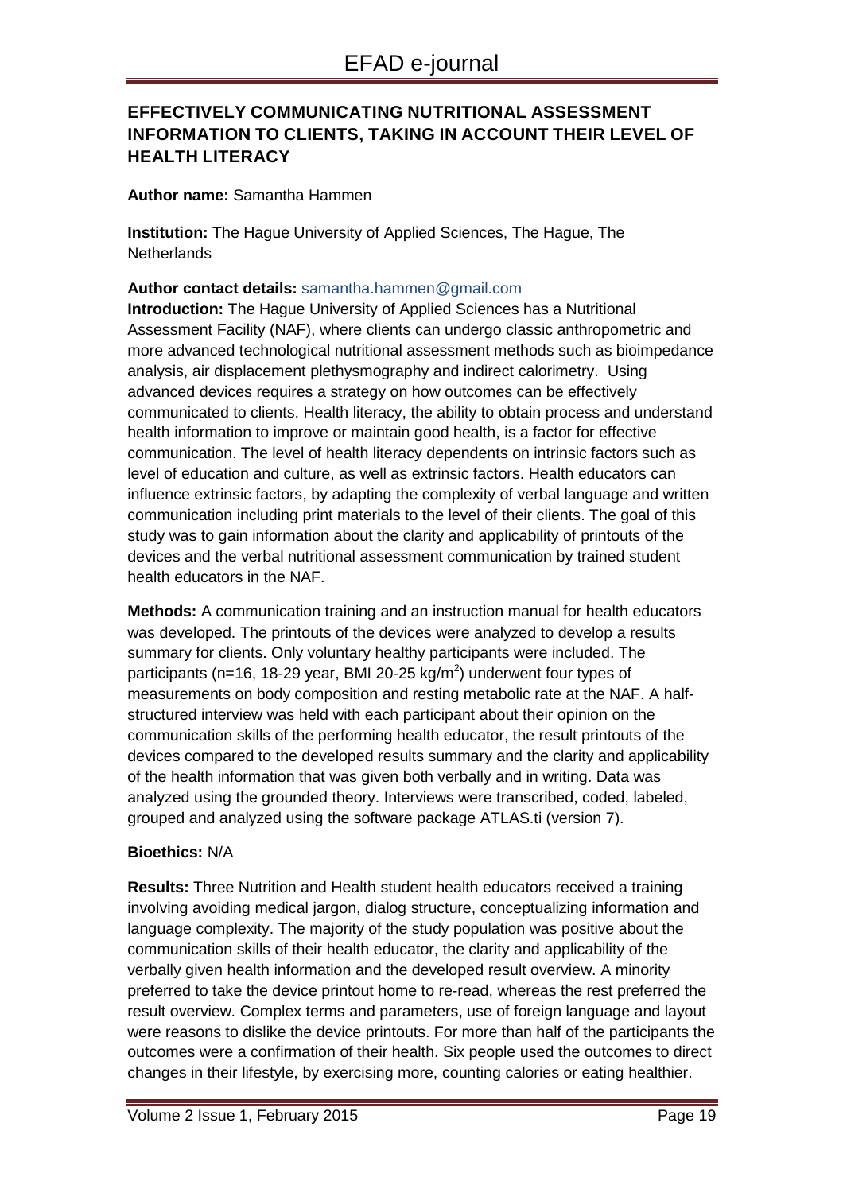## EFFECTIVELY COMMUNICATING NUTRITIONAL ASSESSMENT INFORMATION TO CLIENTS, TAKING IN ACCOUNT THEIR LEVEL OF HEALTH LITERACY

**Author name:** Samantha Hammen

**Institution:** The Hague University of Applied Sciences, The Hague, The Netherlands

**Author contact details:** samantha.hammen@gmail.com

**Introduction:** The Hague University of Applied Sciences has a Nutritional Assessment Facility (NAF), where clients can undergo classic anthropometric and more advanced technological nutritional assessment methods such as bioimpedance analysis, air displacement plethysmography and indirect calorimetry. Using advanced devices requires a strategy on how outcomes can be effectively communicated to clients. Health literacy, the ability to obtain process and understand health information to improve or maintain good health, is a factor for effective communication. The level of health literacy dependents on intrinsic factors such as level of education and culture, as well as extrinsic factors. Health educators can influence extrinsic factors, by adapting the complexity of verbal language and written communication including print materials to the level of their clients. The goal of this study was to gain information about the clarity and applicability of printouts of the devices and the verbal nutritional assessment communication by trained student health educators in the NAF.

**Methods:** A communication training and an instruction manual for health educators was developed. The printouts of the devices were analyzed to develop a results summary for clients. Only voluntary healthy participants were included. The participants (n=16, 18-29 year, BMI 20-25 kg/m$^2$) underwent four types of measurements on body composition and resting metabolic rate at the NAF. A half-structured interview was held with each participant about their opinion on the communication skills of the performing health educator, the result printouts of the devices compared to the developed results summary and the clarity and applicability of the health information that was given both verbally and in writing. Data was analyzed using the grounded theory. Interviews were transcribed, coded, labeled, grouped and analyzed using the software package ATLAS.ti (version 7).

**Bioethics:** N/A

**Results:** Three Nutrition and Health student health educators received a training involving avoiding medical jargon, dialog structure, conceptualizing information and language complexity. The majority of the study population was positive about the communication skills of their health educator, the clarity and applicability of the verbally given health information and the developed result overview. A minority preferred to take the device printout home to re-read, whereas the rest preferred the result overview. Complex terms and parameters, use of foreign language and layout were reasons to dislike the device printouts. For more than half of the participants the outcomes were a confirmation of their health. Six people used the outcomes to direct changes in their lifestyle, by exercising more, counting calories or eating healthier.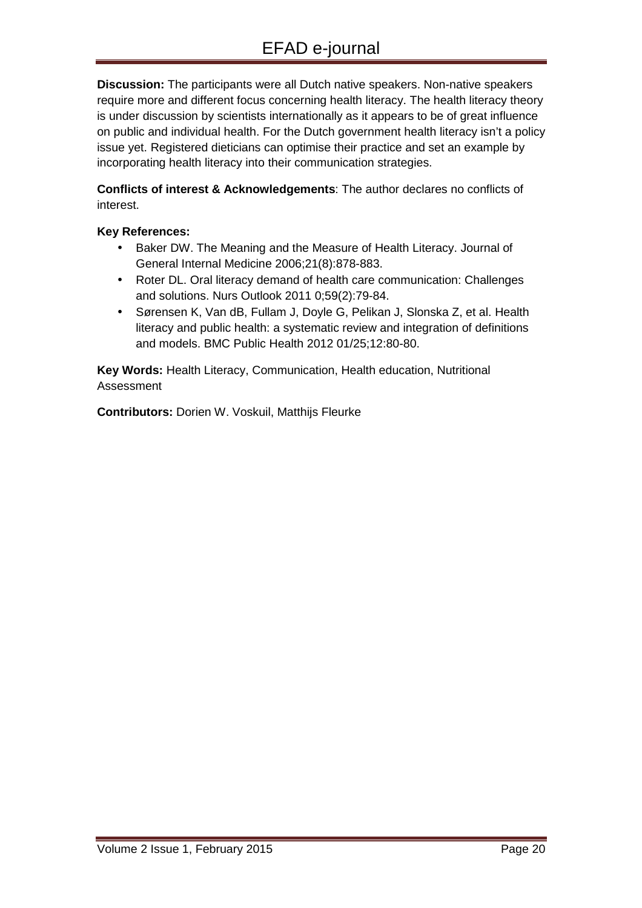**Discussion:** The participants were all Dutch native speakers. Non-native speakers require more and different focus concerning health literacy. The health literacy theory is under discussion by scientists internationally as it appears to be of great influence on public and individual health. For the Dutch government health literacy isn't a policy issue yet. Registered dieticians can optimise their practice and set an example by incorporating health literacy into their communication strategies.

**Conflicts of interest & Acknowledgements**: The author declares no conflicts of interest.

**Key References:**

- Baker DW. The Meaning and the Measure of Health Literacy. Journal of General Internal Medicine 2006;21(8):878-883.
- Roter DL. Oral literacy demand of health care communication: Challenges and solutions. Nurs Outlook 2011 0;59(2):79-84.
- Sørensen K, Van dB, Fullam J, Doyle G, Pelikan J, Slonska Z, et al. Health literacy and public health: a systematic review and integration of definitions and models. BMC Public Health 2012 01/25;12:80-80.

**Key Words:** Health Literacy, Communication, Health education, Nutritional Assessment

**Contributors:** Dorien W. Voskuil, Matthijs Fleurke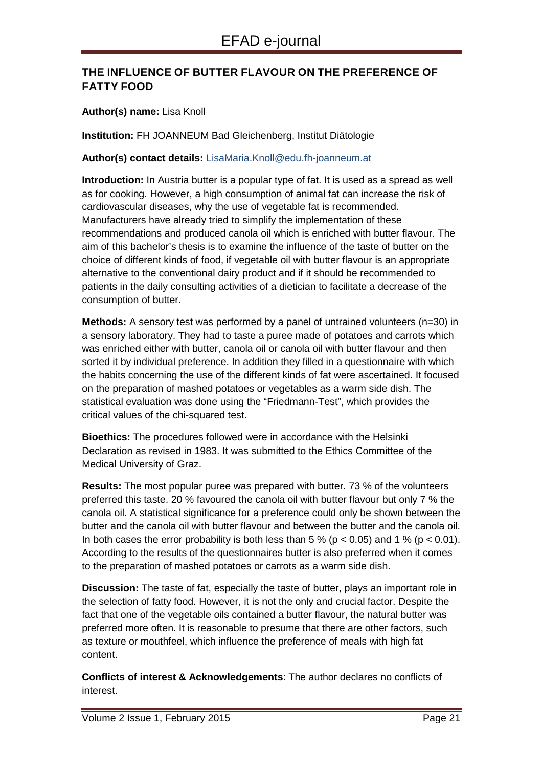## THE INFLUENCE OF BUTTER FLAVOUR ON THE PREFERENCE OF FATTY FOOD

**Author(s) name:** Lisa Knoll

**Institution:** FH JOANNEUM Bad Gleichenberg, Institut Diätologie

**Author(s) contact details:** LisaMaria.Knoll@edu.fh-joanneum.at

**Introduction:** In Austria butter is a popular type of fat. It is used as a spread as well as for cooking. However, a high consumption of animal fat can increase the risk of cardiovascular diseases, why the use of vegetable fat is recommended. Manufacturers have already tried to simplify the implementation of these recommendations and produced canola oil which is enriched with butter flavour. The aim of this bachelor's thesis is to examine the influence of the taste of butter on the choice of different kinds of food, if vegetable oil with butter flavour is an appropriate alternative to the conventional dairy product and if it should be recommended to patients in the daily consulting activities of a dietician to facilitate a decrease of the consumption of butter.

**Methods:** A sensory test was performed by a panel of untrained volunteers (n=30) in a sensory laboratory. They had to taste a puree made of potatoes and carrots which was enriched either with butter, canola oil or canola oil with butter flavour and then sorted it by individual preference. In addition they filled in a questionnaire with which the habits concerning the use of the different kinds of fat were ascertained. It focused on the preparation of mashed potatoes or vegetables as a warm side dish. The statistical evaluation was done using the "Friedmann-Test", which provides the critical values of the chi-squared test.

**Bioethics:** The procedures followed were in accordance with the Helsinki Declaration as revised in 1983. It was submitted to the Ethics Committee of the Medical University of Graz.

**Results:** The most popular puree was prepared with butter. 73 % of the volunteers preferred this taste. 20 % favoured the canola oil with butter flavour but only 7 % the canola oil. A statistical significance for a preference could only be shown between the butter and the canola oil with butter flavour and between the butter and the canola oil. In both cases the error probability is both less than 5 % ($p < 0.05$) and 1 % ($p < 0.01$). According to the results of the questionnaires butter is also preferred when it comes to the preparation of mashed potatoes or carrots as a warm side dish.

**Discussion:** The taste of fat, especially the taste of butter, plays an important role in the selection of fatty food. However, it is not the only and crucial factor. Despite the fact that one of the vegetable oils contained a butter flavour, the natural butter was preferred more often. It is reasonable to presume that there are other factors, such as texture or mouthfeel, which influence the preference of meals with high fat content.

**Conflicts of interest & Acknowledgements**: The author declares no conflicts of interest.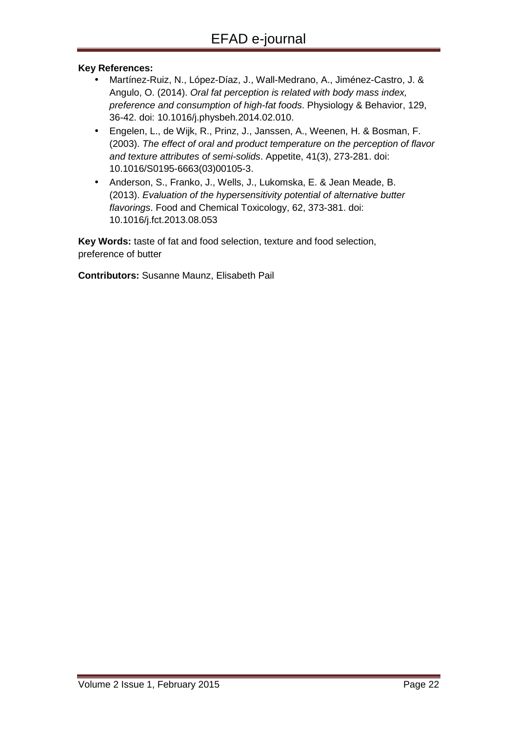**Key References:**

- Martínez-Ruiz, N., López-Díaz, J., Wall-Medrano, A., Jiménez-Castro, J. & Angulo, O. (2014). *Oral fat perception is related with body mass index, preference and consumption of high-fat foods*. Physiology & Behavior, 129, 36-42. doi: 10.1016/j.physbeh.2014.02.010.
- Engelen, L., de Wijk, R., Prinz, J., Janssen, A., Weenen, H. & Bosman, F. (2003). *The effect of oral and product temperature on the perception of flavor and texture attributes of semi-solids*. Appetite, 41(3), 273-281. doi: 10.1016/S0195-6663(03)00105-3.
- Anderson, S., Franko, J., Wells, J., Lukomska, E. & Jean Meade, B. (2013). *Evaluation of the hypersensitivity potential of alternative butter flavorings*. Food and Chemical Toxicology, 62, 373-381. doi: 10.1016/j.fct.2013.08.053

**Key Words:** taste of fat and food selection, texture and food selection, preference of butter

**Contributors:** Susanne Maunz, Elisabeth Pail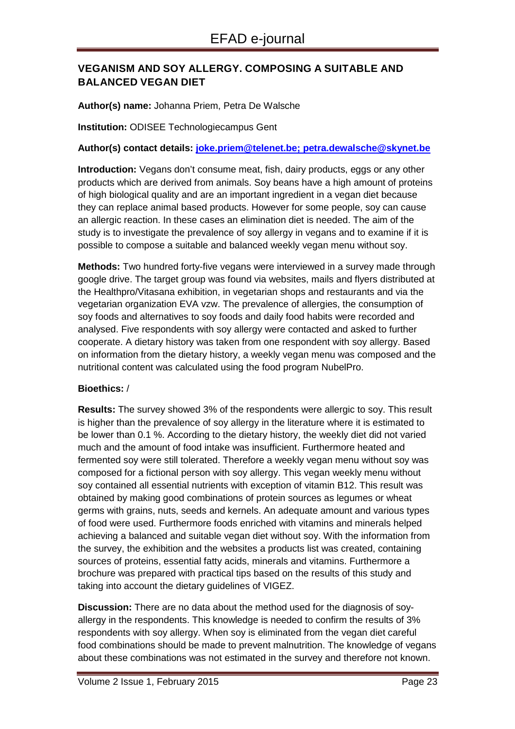## VEGANISM AND SOY ALLERGY. COMPOSING A SUITABLE AND BALANCED VEGAN DIET

**Author(s) name:** Johanna Priem, Petra De Walsche

**Institution:** ODISEE Technologiecampus Gent

**Author(s) contact details:** joke.priem@telenet.be; petra.dewalsche@skynet.be

**Introduction:** Vegans don't consume meat, fish, dairy products, eggs or any other products which are derived from animals. Soy beans have a high amount of proteins of high biological quality and are an important ingredient in a vegan diet because they can replace animal based products. However for some people, soy can cause an allergic reaction. In these cases an elimination diet is needed. The aim of the study is to investigate the prevalence of soy allergy in vegans and to examine if it is possible to compose a suitable and balanced weekly vegan menu without soy.

**Methods:** Two hundred forty-five vegans were interviewed in a survey made through google drive. The target group was found via websites, mails and flyers distributed at the Healthpro/Vitasana exhibition, in vegetarian shops and restaurants and via the vegetarian organization EVA vzw. The prevalence of allergies, the consumption of soy foods and alternatives to soy foods and daily food habits were recorded and analysed. Five respondents with soy allergy were contacted and asked to further cooperate. A dietary history was taken from one respondent with soy allergy. Based on information from the dietary history, a weekly vegan menu was composed and the nutritional content was calculated using the food program NubelPro.

**Bioethics:** /

**Results:** The survey showed 3% of the respondents were allergic to soy. This result is higher than the prevalence of soy allergy in the literature where it is estimated to be lower than 0.1 %. According to the dietary history, the weekly diet did not varied much and the amount of food intake was insufficient. Furthermore heated and fermented soy were still tolerated. Therefore a weekly vegan menu without soy was composed for a fictional person with soy allergy. This vegan weekly menu without soy contained all essential nutrients with exception of vitamin B12. This result was obtained by making good combinations of protein sources as legumes or wheat germs with grains, nuts, seeds and kernels. An adequate amount and various types of food were used. Furthermore foods enriched with vitamins and minerals helped achieving a balanced and suitable vegan diet without soy. With the information from the survey, the exhibition and the websites a products list was created, containing sources of proteins, essential fatty acids, minerals and vitamins. Furthermore a brochure was prepared with practical tips based on the results of this study and taking into account the dietary guidelines of VIGEZ.

**Discussion:** There are no data about the method used for the diagnosis of soy-allergy in the respondents. This knowledge is needed to confirm the results of 3% respondents with soy allergy. When soy is eliminated from the vegan diet careful food combinations should be made to prevent malnutrition. The knowledge of vegans about these combinations was not estimated in the survey and therefore not known.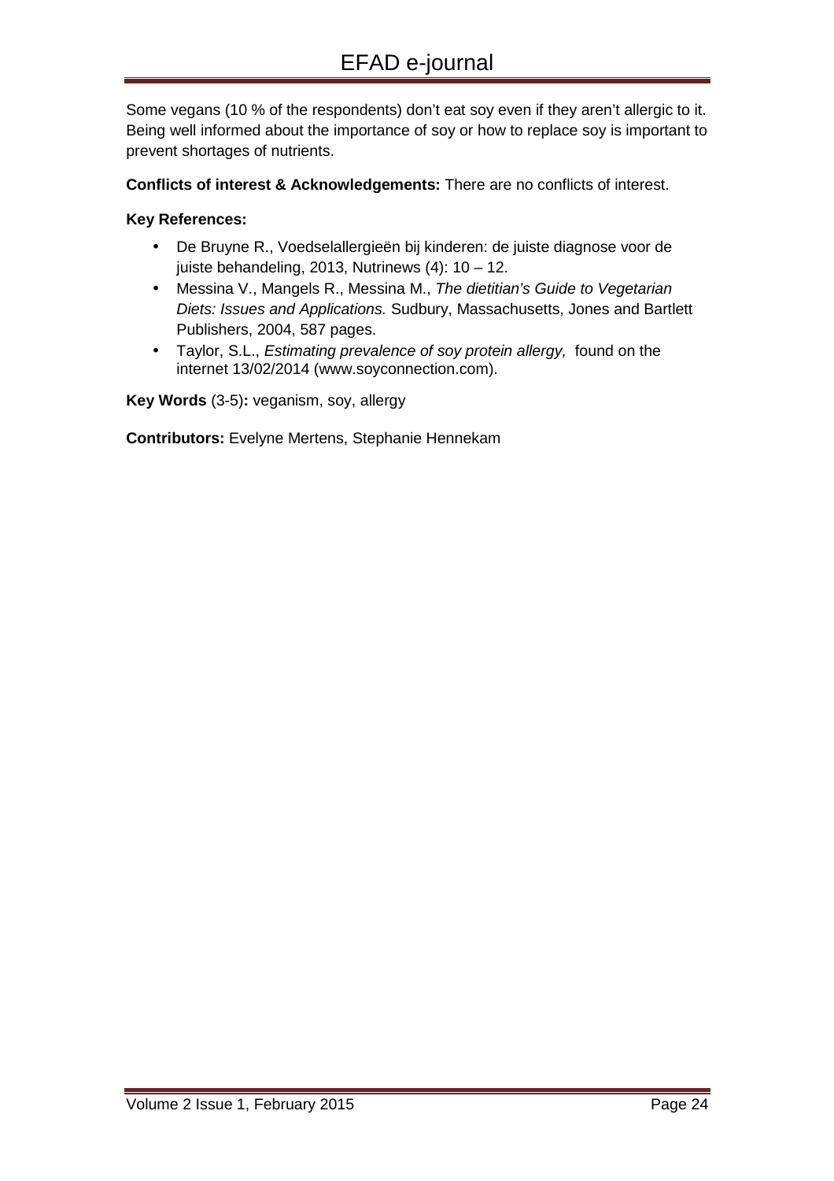Some vegans (10 % of the respondents) don't eat soy even if they aren't allergic to it. Being well informed about the importance of soy or how to replace soy is important to prevent shortages of nutrients.

**Conflicts of interest & Acknowledgements:** There are no conflicts of interest.

**Key References:**

- De Bruyne R., Voedselallergieën bij kinderen: de juiste diagnose voor de juiste behandeling, 2013, Nutrinews (4): 10 – 12.
- Messina V., Mangels R., Messina M., *The dietitian's Guide to Vegetarian Diets: Issues and Applications.* Sudbury, Massachusetts, Jones and Bartlett Publishers, 2004, 587 pages.
- Taylor, S.L., *Estimating prevalence of soy protein allergy,* found on the internet 13/02/2014 (www.soyconnection.com).

**Key Words** (3-5)**:** veganism, soy, allergy

**Contributors:** Evelyne Mertens, Stephanie Hennekam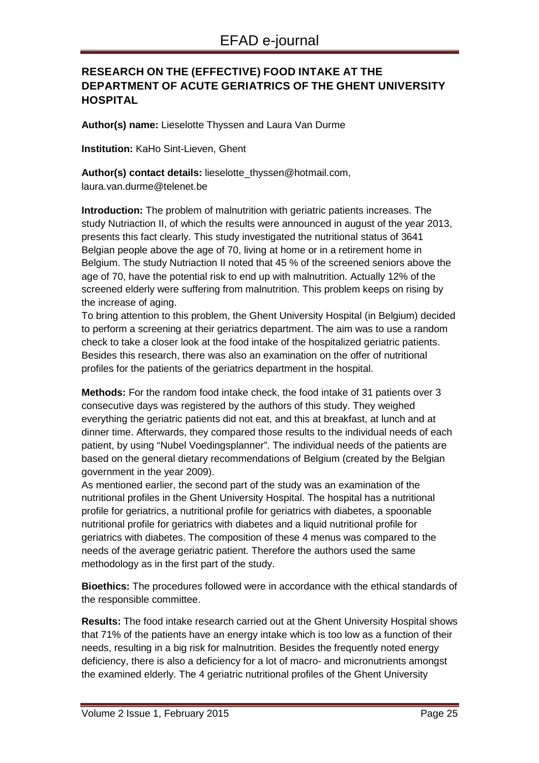## RESEARCH ON THE (EFFECTIVE) FOOD INTAKE AT THE DEPARTMENT OF ACUTE GERIATRICS OF THE GHENT UNIVERSITY HOSPITAL

**Author(s) name:** Lieselotte Thyssen and Laura Van Durme

**Institution:** KaHo Sint-Lieven, Ghent

**Author(s) contact details:** lieselotte_thyssen@hotmail.com, laura.van.durme@telenet.be

**Introduction:** The problem of malnutrition with geriatric patients increases. The study Nutriaction II, of which the results were announced in august of the year 2013, presents this fact clearly. This study investigated the nutritional status of 3641 Belgian people above the age of 70, living at home or in a retirement home in Belgium. The study Nutriaction II noted that 45 % of the screened seniors above the age of 70, have the potential risk to end up with malnutrition. Actually 12% of the screened elderly were suffering from malnutrition. This problem keeps on rising by the increase of aging.

To bring attention to this problem, the Ghent University Hospital (in Belgium) decided to perform a screening at their geriatrics department. The aim was to use a random check to take a closer look at the food intake of the hospitalized geriatric patients. Besides this research, there was also an examination on the offer of nutritional profiles for the patients of the geriatrics department in the hospital.

**Methods:** For the random food intake check, the food intake of 31 patients over 3 consecutive days was registered by the authors of this study. They weighed everything the geriatric patients did not eat, and this at breakfast, at lunch and at dinner time. Afterwards, they compared those results to the individual needs of each patient, by using "Nubel Voedingsplanner". The individual needs of the patients are based on the general dietary recommendations of Belgium (created by the Belgian government in the year 2009).

As mentioned earlier, the second part of the study was an examination of the nutritional profiles in the Ghent University Hospital. The hospital has a nutritional profile for geriatrics, a nutritional profile for geriatrics with diabetes, a spoonable nutritional profile for geriatrics with diabetes and a liquid nutritional profile for geriatrics with diabetes. The composition of these 4 menus was compared to the needs of the average geriatric patient. Therefore the authors used the same methodology as in the first part of the study.

**Bioethics:** The procedures followed were in accordance with the ethical standards of the responsible committee.

**Results:** The food intake research carried out at the Ghent University Hospital shows that 71% of the patients have an energy intake which is too low as a function of their needs, resulting in a big risk for malnutrition. Besides the frequently noted energy deficiency, there is also a deficiency for a lot of macro- and micronutrients amongst the examined elderly. The 4 geriatric nutritional profiles of the Ghent University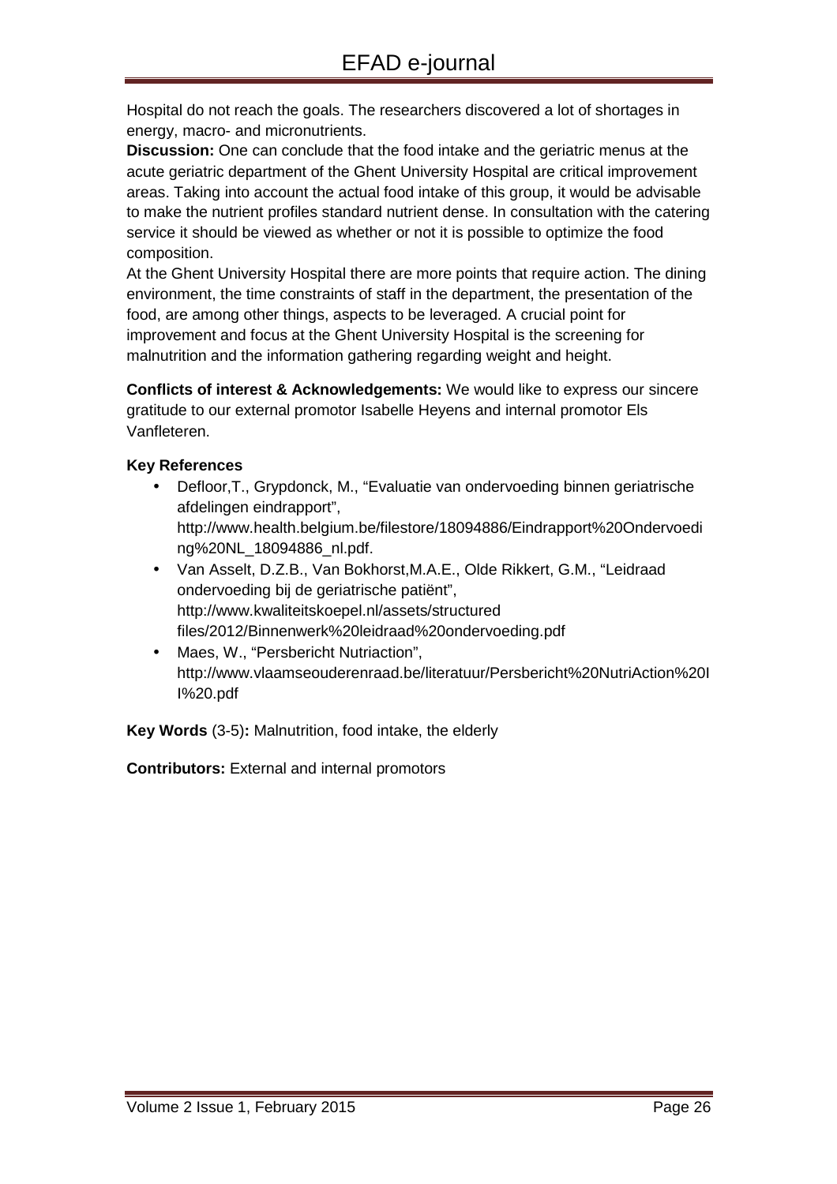Hospital do not reach the goals. The researchers discovered a lot of shortages in energy, macro- and micronutrients.

**Discussion:** One can conclude that the food intake and the geriatric menus at the acute geriatric department of the Ghent University Hospital are critical improvement areas. Taking into account the actual food intake of this group, it would be advisable to make the nutrient profiles standard nutrient dense. In consultation with the catering service it should be viewed as whether or not it is possible to optimize the food composition.

At the Ghent University Hospital there are more points that require action. The dining environment, the time constraints of staff in the department, the presentation of the food, are among other things, aspects to be leveraged. A crucial point for improvement and focus at the Ghent University Hospital is the screening for malnutrition and the information gathering regarding weight and height.

**Conflicts of interest & Acknowledgements:** We would like to express our sincere gratitude to our external promotor Isabelle Heyens and internal promotor Els Vanfleteren.

**Key References**

- Defloor,T., Grypdonck, M., "Evaluatie van ondervoeding binnen geriatrische afdelingen eindrapport", http://www.health.belgium.be/filestore/18094886/Eindrapport%20Ondervoeding%20NL_18094886_nl.pdf.
- Van Asselt, D.Z.B., Van Bokhorst,M.A.E., Olde Rikkert, G.M., "Leidraad ondervoeding bij de geriatrische patiënt", http://www.kwaliteitskoepel.nl/assets/structured files/2012/Binnenwerk%20leidraad%20ondervoeding.pdf
- Maes, W., "Persbericht Nutriaction", http://www.vlaamseouderenraad.be/literatuur/Persbericht%20NutriAction%20II%20.pdf

**Key Words** (3-5)**:** Malnutrition, food intake, the elderly

**Contributors:** External and internal promotors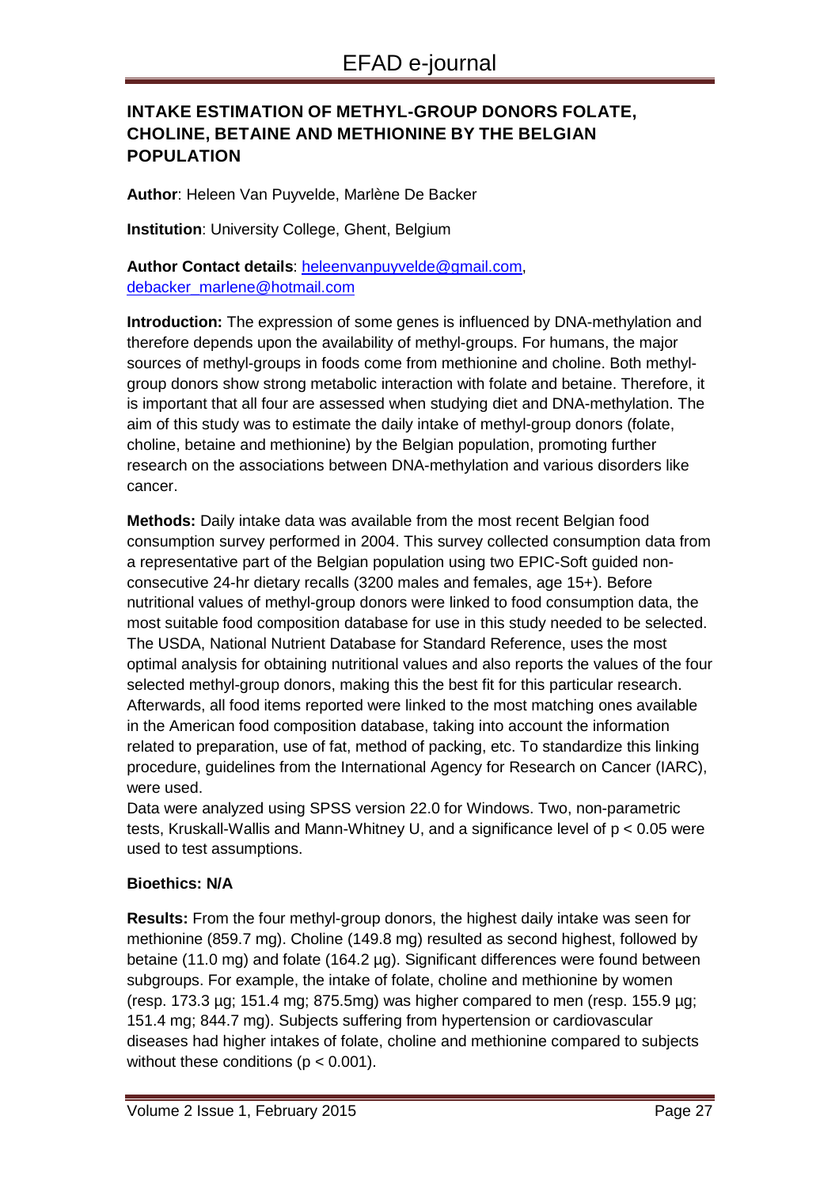## INTAKE ESTIMATION OF METHYL-GROUP DONORS FOLATE, CHOLINE, BETAINE AND METHIONINE BY THE BELGIAN POPULATION

**Author**: Heleen Van Puyvelde, Marlène De Backer

**Institution**: University College, Ghent, Belgium

**Author Contact details**: heleenvanpuyvelde@gmail.com, debacker_marlene@hotmail.com

**Introduction:** The expression of some genes is influenced by DNA-methylation and therefore depends upon the availability of methyl-groups. For humans, the major sources of methyl-groups in foods come from methionine and choline. Both methyl-group donors show strong metabolic interaction with folate and betaine. Therefore, it is important that all four are assessed when studying diet and DNA-methylation. The aim of this study was to estimate the daily intake of methyl-group donors (folate, choline, betaine and methionine) by the Belgian population, promoting further research on the associations between DNA-methylation and various disorders like cancer.

**Methods:** Daily intake data was available from the most recent Belgian food consumption survey performed in 2004. This survey collected consumption data from a representative part of the Belgian population using two EPIC-Soft guided non-consecutive 24-hr dietary recalls (3200 males and females, age 15+). Before nutritional values of methyl-group donors were linked to food consumption data, the most suitable food composition database for use in this study needed to be selected. The USDA, National Nutrient Database for Standard Reference, uses the most optimal analysis for obtaining nutritional values and also reports the values of the four selected methyl-group donors, making this the best fit for this particular research. Afterwards, all food items reported were linked to the most matching ones available in the American food composition database, taking into account the information related to preparation, use of fat, method of packing, etc. To standardize this linking procedure, guidelines from the International Agency for Research on Cancer (IARC), were used.

Data were analyzed using SPSS version 22.0 for Windows. Two, non-parametric tests, Kruskall-Wallis and Mann-Whitney U, and a significance level of $p < 0.05$ were used to test assumptions.

**Bioethics: N/A**

**Results:** From the four methyl-group donors, the highest daily intake was seen for methionine (859.7 mg). Choline (149.8 mg) resulted as second highest, followed by betaine (11.0 mg) and folate (164.2 µg). Significant differences were found between subgroups. For example, the intake of folate, choline and methionine by women (resp. 173.3 µg; 151.4 mg; 875.5mg) was higher compared to men (resp. 155.9 µg; 151.4 mg; 844.7 mg). Subjects suffering from hypertension or cardiovascular diseases had higher intakes of folate, choline and methionine compared to subjects without these conditions ($p < 0.001$).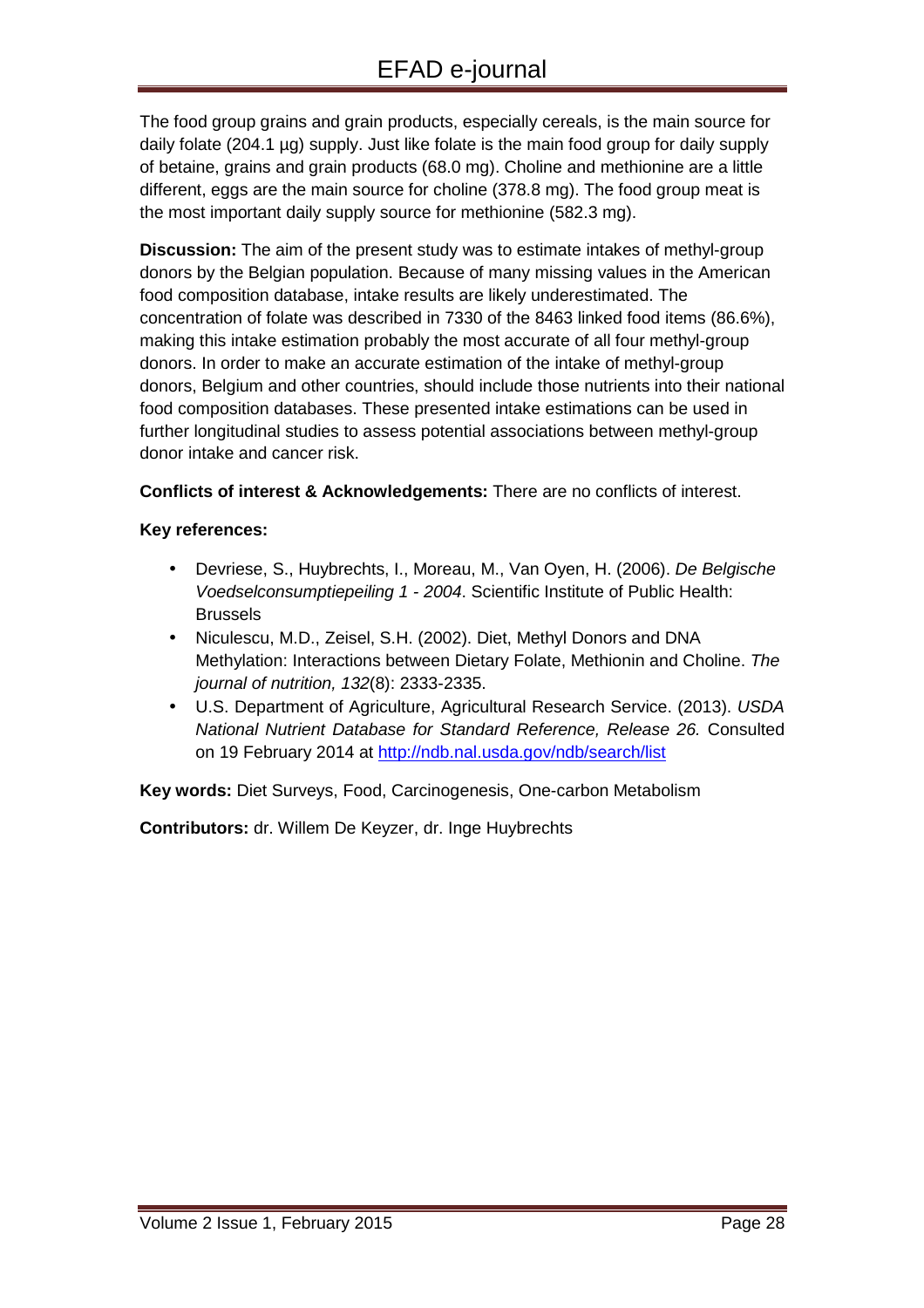The food group grains and grain products, especially cereals, is the main source for daily folate (204.1 µg) supply. Just like folate is the main food group for daily supply of betaine, grains and grain products (68.0 mg). Choline and methionine are a little different, eggs are the main source for choline (378.8 mg). The food group meat is the most important daily supply source for methionine (582.3 mg).

**Discussion:** The aim of the present study was to estimate intakes of methyl-group donors by the Belgian population. Because of many missing values in the American food composition database, intake results are likely underestimated. The concentration of folate was described in 7330 of the 8463 linked food items (86.6%), making this intake estimation probably the most accurate of all four methyl-group donors. In order to make an accurate estimation of the intake of methyl-group donors, Belgium and other countries, should include those nutrients into their national food composition databases. These presented intake estimations can be used in further longitudinal studies to assess potential associations between methyl-group donor intake and cancer risk.

**Conflicts of interest & Acknowledgements:** There are no conflicts of interest.

**Key references:**

- Devriese, S., Huybrechts, I., Moreau, M., Van Oyen, H. (2006). *De Belgische Voedselconsumptiepeiling 1 - 2004*. Scientific Institute of Public Health: Brussels
- Niculescu, M.D., Zeisel, S.H. (2002). Diet, Methyl Donors and DNA Methylation: Interactions between Dietary Folate, Methionin and Choline. *The journal of nutrition, 132*(8): 2333-2335.
- U.S. Department of Agriculture, Agricultural Research Service. (2013). *USDA National Nutrient Database for Standard Reference, Release 26.* Consulted on 19 February 2014 at http://ndb.nal.usda.gov/ndb/search/list

**Key words:** Diet Surveys, Food, Carcinogenesis, One-carbon Metabolism

**Contributors:** dr. Willem De Keyzer, dr. Inge Huybrechts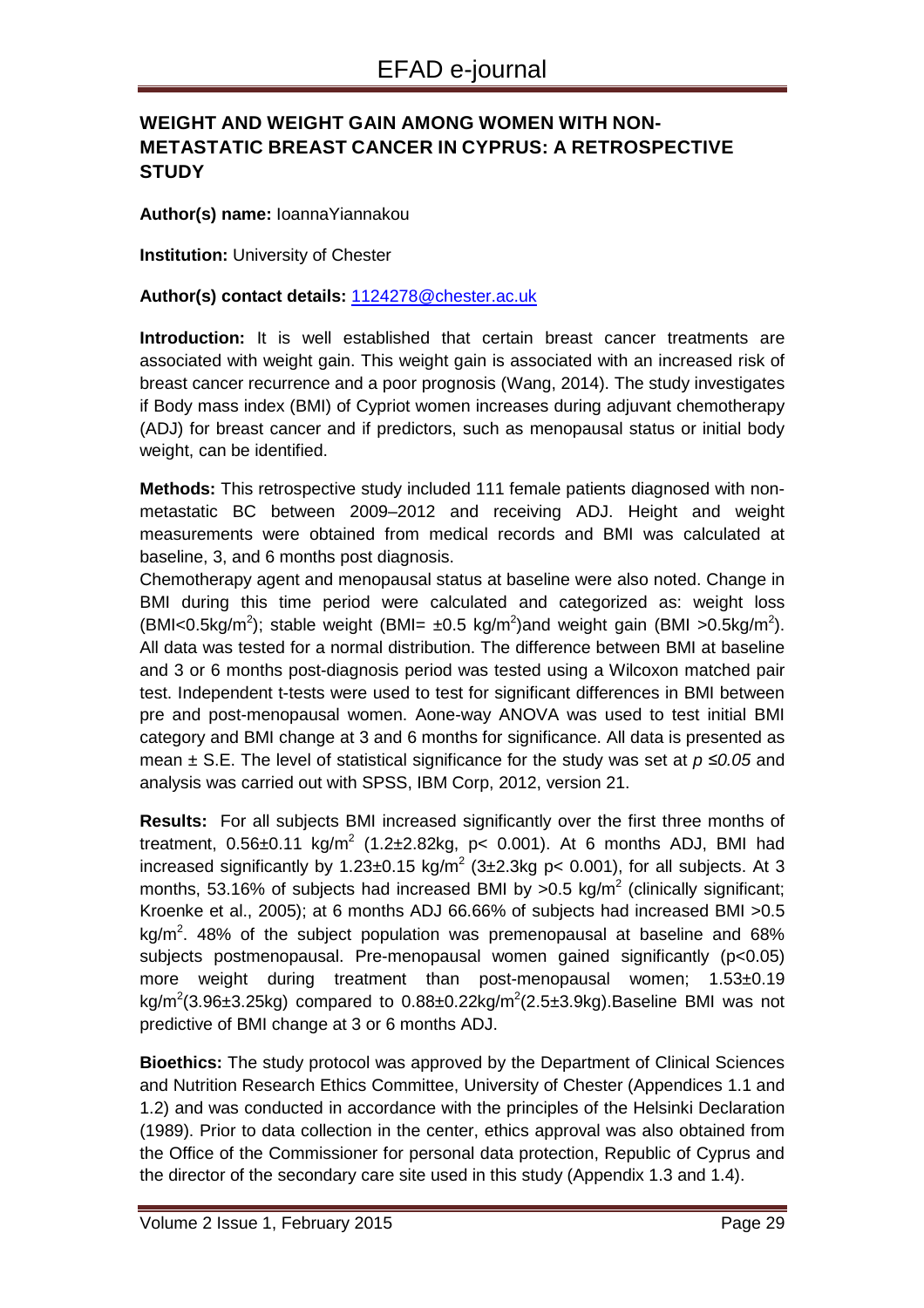## WEIGHT AND WEIGHT GAIN AMONG WOMEN WITH NON-METASTATIC BREAST CANCER IN CYPRUS: A RETROSPECTIVE STUDY

**Author(s) name:** IoannaYiannakou

**Institution:** University of Chester

**Author(s) contact details:** 1124278@chester.ac.uk

**Introduction:** It is well established that certain breast cancer treatments are associated with weight gain. This weight gain is associated with an increased risk of breast cancer recurrence and a poor prognosis (Wang, 2014). The study investigates if Body mass index (BMI) of Cypriot women increases during adjuvant chemotherapy (ADJ) for breast cancer and if predictors, such as menopausal status or initial body weight, can be identified.

**Methods:** This retrospective study included 111 female patients diagnosed with non-metastatic BC between 2009–2012 and receiving ADJ. Height and weight measurements were obtained from medical records and BMI was calculated at baseline, 3, and 6 months post diagnosis.

Chemotherapy agent and menopausal status at baseline were also noted. Change in BMI during this time period were calculated and categorized as: weight loss (BMI<0.5kg/m$^2$); stable weight (BMI= ±0.5 kg/m$^2$)and weight gain (BMI >0.5kg/m$^2$). All data was tested for a normal distribution. The difference between BMI at baseline and 3 or 6 months post-diagnosis period was tested using a Wilcoxon matched pair test. Independent t-tests were used to test for significant differences in BMI between pre and post-menopausal women. Aone-way ANOVA was used to test initial BMI category and BMI change at 3 and 6 months for significance. All data is presented as mean ± S.E. The level of statistical significance for the study was set at *p ≤0.05* and analysis was carried out with SPSS, IBM Corp, 2012, version 21.

**Results:** For all subjects BMI increased significantly over the first three months of treatment, 0.56±0.11 kg/m$^2$ (1.2±2.82kg, p< 0.001). At 6 months ADJ, BMI had increased significantly by 1.23±0.15 kg/m$^2$ (3±2.3kg p< 0.001), for all subjects. At 3 months, 53.16% of subjects had increased BMI by >0.5 kg/m$^2$ (clinically significant; Kroenke et al., 2005); at 6 months ADJ 66.66% of subjects had increased BMI >0.5 kg/m$^2$. 48% of the subject population was premenopausal at baseline and 68% subjects postmenopausal. Pre-menopausal women gained significantly (p<0.05) more weight during treatment than post-menopausal women; 1.53±0.19 kg/m$^2$(3.96±3.25kg) compared to 0.88±0.22kg/m$^2$(2.5±3.9kg).Baseline BMI was not predictive of BMI change at 3 or 6 months ADJ.

**Bioethics:** The study protocol was approved by the Department of Clinical Sciences and Nutrition Research Ethics Committee, University of Chester (Appendices 1.1 and 1.2) and was conducted in accordance with the principles of the Helsinki Declaration (1989). Prior to data collection in the center, ethics approval was also obtained from the Office of the Commissioner for personal data protection, Republic of Cyprus and the director of the secondary care site used in this study (Appendix 1.3 and 1.4).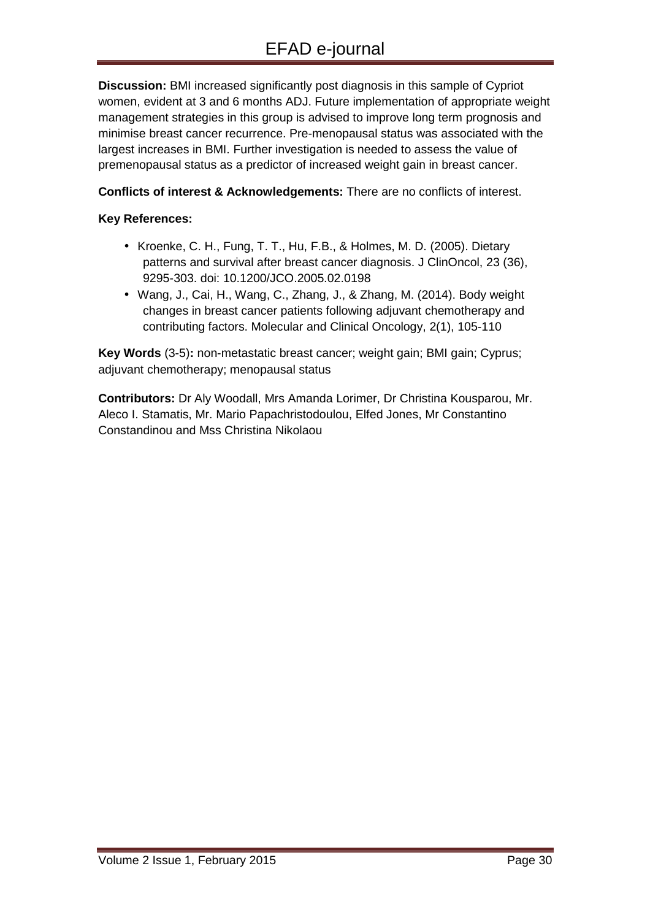**Discussion:** BMI increased significantly post diagnosis in this sample of Cypriot women, evident at 3 and 6 months ADJ. Future implementation of appropriate weight management strategies in this group is advised to improve long term prognosis and minimise breast cancer recurrence. Pre-menopausal status was associated with the largest increases in BMI. Further investigation is needed to assess the value of premenopausal status as a predictor of increased weight gain in breast cancer.

**Conflicts of interest & Acknowledgements:** There are no conflicts of interest.

**Key References:**

- Kroenke, C. H., Fung, T. T., Hu, F.B., & Holmes, M. D. (2005). Dietary patterns and survival after breast cancer diagnosis. J ClinOncol, 23 (36), 9295-303. doi: 10.1200/JCO.2005.02.0198
- Wang, J., Cai, H., Wang, C., Zhang, J., & Zhang, M. (2014). Body weight changes in breast cancer patients following adjuvant chemotherapy and contributing factors. Molecular and Clinical Oncology, 2(1), 105-110

**Key Words** (3-5)**:** non-metastatic breast cancer; weight gain; BMI gain; Cyprus; adjuvant chemotherapy; menopausal status

**Contributors:** Dr Aly Woodall, Mrs Amanda Lorimer, Dr Christina Kousparou, Mr. Aleco I. Stamatis, Mr. Mario Papachristodoulou, Elfed Jones, Mr Constantino Constandinou and Mss Christina Nikolaou